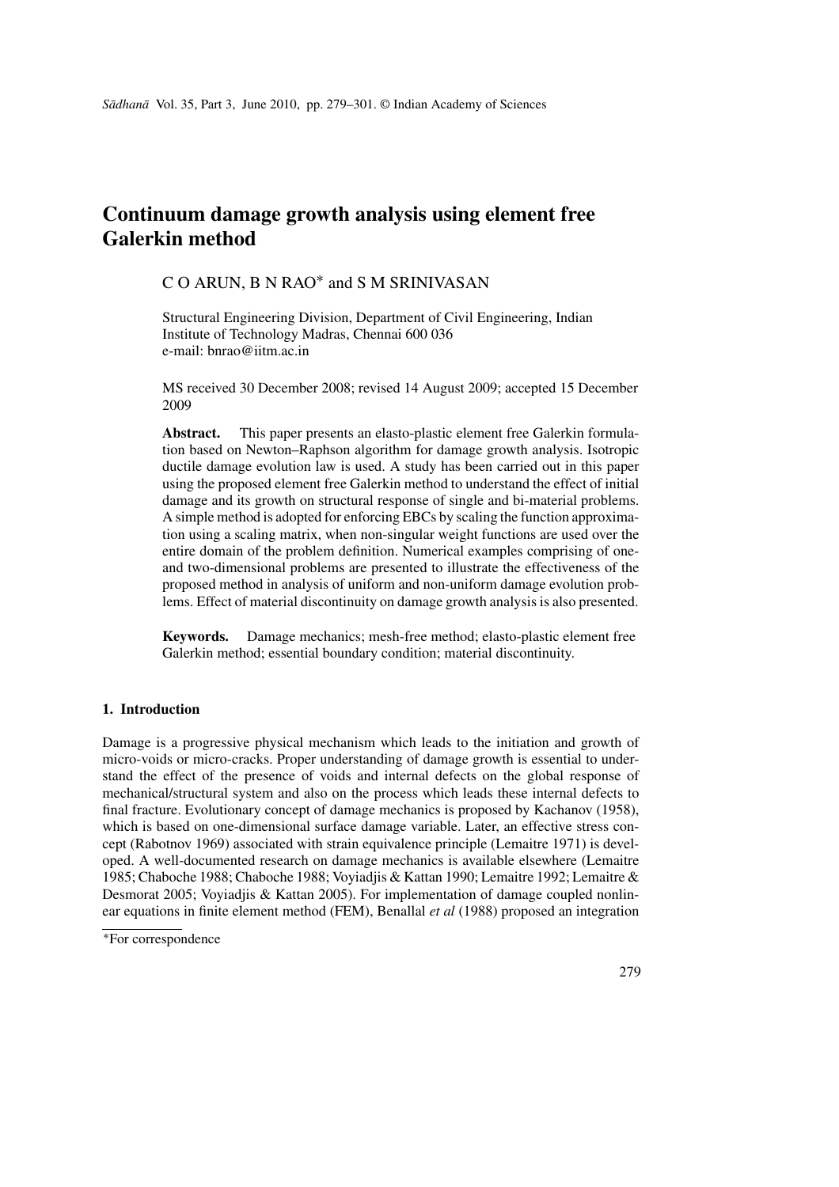# Continuum damage growth analysis using element free Galerkin method

C O ARUN, B N RAO* and S M SRINIVASAN

Structural Engineering Division, Department of Civil Engineering, Indian Institute of Technology Madras, Chennai 600 036
e-mail: bnrao@iitm.ac.in

MS received 30 December 2008; revised 14 August 2009; accepted 15 December 2009

**Abstract.** This paper presents an elasto-plastic element free Galerkin formulation based on Newton–Raphson algorithm for damage growth analysis. Isotropic ductile damage evolution law is used. A study has been carried out in this paper using the proposed element free Galerkin method to understand the effect of initial damage and its growth on structural response of single and bi-material problems. A simple method is adopted for enforcing EBCs by scaling the function approximation using a scaling matrix, when non-singular weight functions are used over the entire domain of the problem definition. Numerical examples comprising of one- and two-dimensional problems are presented to illustrate the effectiveness of the proposed method in analysis of uniform and non-uniform damage evolution problems. Effect of material discontinuity on damage growth analysis is also presented.

**Keywords.** Damage mechanics; mesh-free method; elasto-plastic element free Galerkin method; essential boundary condition; material discontinuity.

## 1. Introduction

Damage is a progressive physical mechanism which leads to the initiation and growth of micro-voids or micro-cracks. Proper understanding of damage growth is essential to understand the effect of the presence of voids and internal defects on the global response of mechanical/structural system and also on the process which leads these internal defects to final fracture. Evolutionary concept of damage mechanics is proposed by Kachanov (1958), which is based on one-dimensional surface damage variable. Later, an effective stress concept (Rabotnov 1969) associated with strain equivalence principle (Lemaitre 1971) is developed. A well-documented research on damage mechanics is available elsewhere (Lemaitre 1985; Chaboche 1988; Chaboche 1988; Voyiadjis & Kattan 1990; Lemaitre 1992; Lemaitre & Desmorat 2005; Voyiadjis & Kattan 2005). For implementation of damage coupled nonlinear equations in finite element method (FEM), Benallal *et al* (1988) proposed an integration

*For correspondence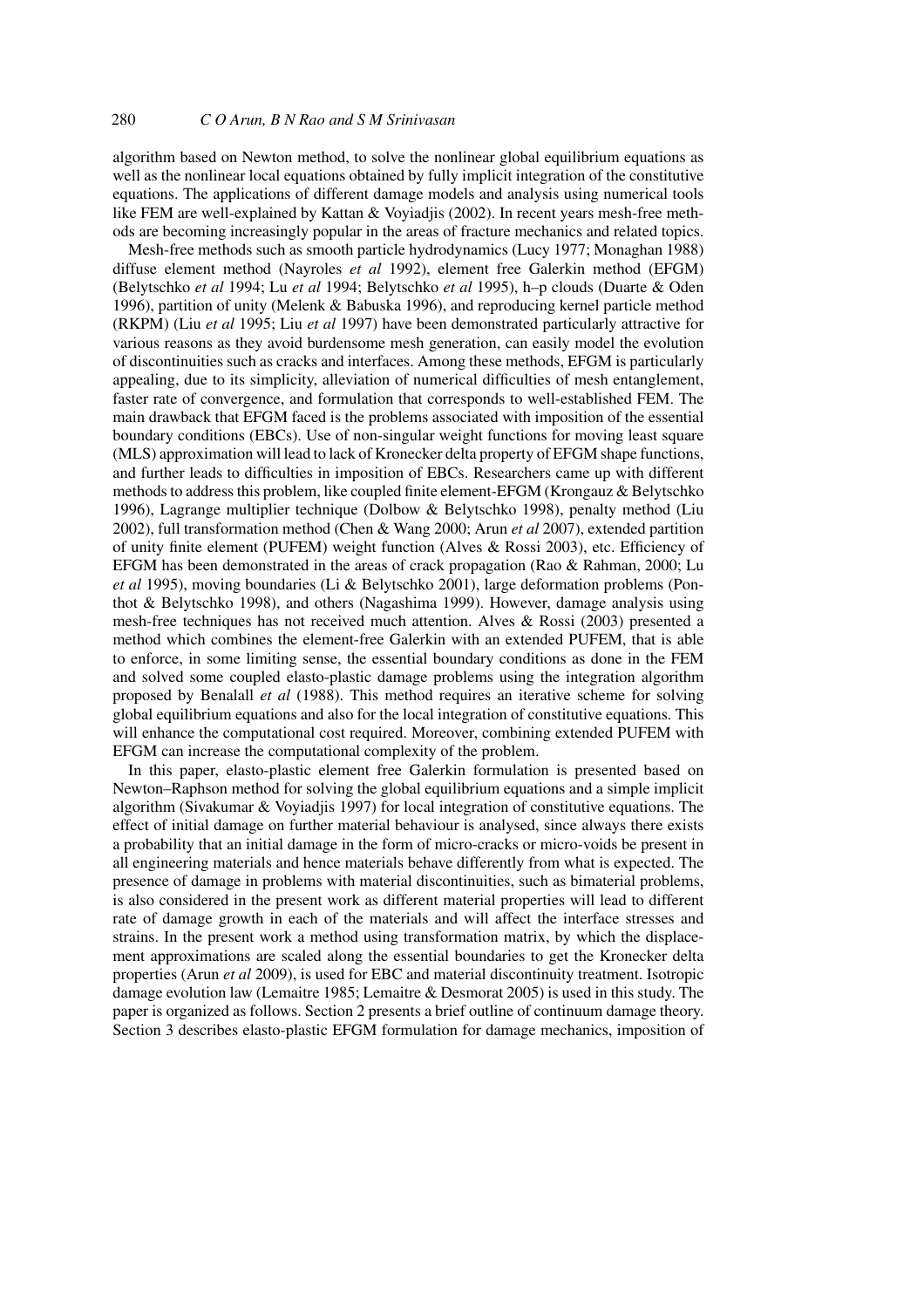algorithm based on Newton method, to solve the nonlinear global equilibrium equations as well as the nonlinear local equations obtained by fully implicit integration of the constitutive equations. The applications of different damage models and analysis using numerical tools like FEM are well-explained by Kattan & Voyiadjis (2002). In recent years mesh-free methods are becoming increasingly popular in the areas of fracture mechanics and related topics.

Mesh-free methods such as smooth particle hydrodynamics (Lucy 1977; Monaghan 1988) diffuse element method (Nayroles *et al* 1992), element free Galerkin method (EFGM) (Belytschko *et al* 1994; Lu *et al* 1994; Belytschko *et al* 1995), h–p clouds (Duarte & Oden 1996), partition of unity (Melenk & Babuska 1996), and reproducing kernel particle method (RKPM) (Liu *et al* 1995; Liu *et al* 1997) have been demonstrated particularly attractive for various reasons as they avoid burdensome mesh generation, can easily model the evolution of discontinuities such as cracks and interfaces. Among these methods, EFGM is particularly appealing, due to its simplicity, alleviation of numerical difficulties of mesh entanglement, faster rate of convergence, and formulation that corresponds to well-established FEM. The main drawback that EFGM faced is the problems associated with imposition of the essential boundary conditions (EBCs). Use of non-singular weight functions for moving least square (MLS) approximation will lead to lack of Kronecker delta property of EFGM shape functions, and further leads to difficulties in imposition of EBCs. Researchers came up with different methods to address this problem, like coupled finite element-EFGM (Krongauz & Belytschko 1996), Lagrange multiplier technique (Dolbow & Belytschko 1998), penalty method (Liu 2002), full transformation method (Chen & Wang 2000; Arun *et al* 2007), extended partition of unity finite element (PUFEM) weight function (Alves & Rossi 2003), etc. Efficiency of EFGM has been demonstrated in the areas of crack propagation (Rao & Rahman, 2000; Lu *et al* 1995), moving boundaries (Li & Belytschko 2001), large deformation problems (Ponthot & Belytschko 1998), and others (Nagashima 1999). However, damage analysis using mesh-free techniques has not received much attention. Alves & Rossi (2003) presented a method which combines the element-free Galerkin with an extended PUFEM, that is able to enforce, in some limiting sense, the essential boundary conditions as done in the FEM and solved some coupled elasto-plastic damage problems using the integration algorithm proposed by Benalall *et al* (1988). This method requires an iterative scheme for solving global equilibrium equations and also for the local integration of constitutive equations. This will enhance the computational cost required. Moreover, combining extended PUFEM with EFGM can increase the computational complexity of the problem.

In this paper, elasto-plastic element free Galerkin formulation is presented based on Newton–Raphson method for solving the global equilibrium equations and a simple implicit algorithm (Sivakumar & Voyiadjis 1997) for local integration of constitutive equations. The effect of initial damage on further material behaviour is analysed, since always there exists a probability that an initial damage in the form of micro-cracks or micro-voids be present in all engineering materials and hence materials behave differently from what is expected. The presence of damage in problems with material discontinuities, such as bimaterial problems, is also considered in the present work as different material properties will lead to different rate of damage growth in each of the materials and will affect the interface stresses and strains. In the present work a method using transformation matrix, by which the displacement approximations are scaled along the essential boundaries to get the Kronecker delta properties (Arun *et al* 2009), is used for EBC and material discontinuity treatment. Isotropic damage evolution law (Lemaitre 1985; Lemaitre & Desmorat 2005) is used in this study. The paper is organized as follows. Section 2 presents a brief outline of continuum damage theory. Section 3 describes elasto-plastic EFGM formulation for damage mechanics, imposition of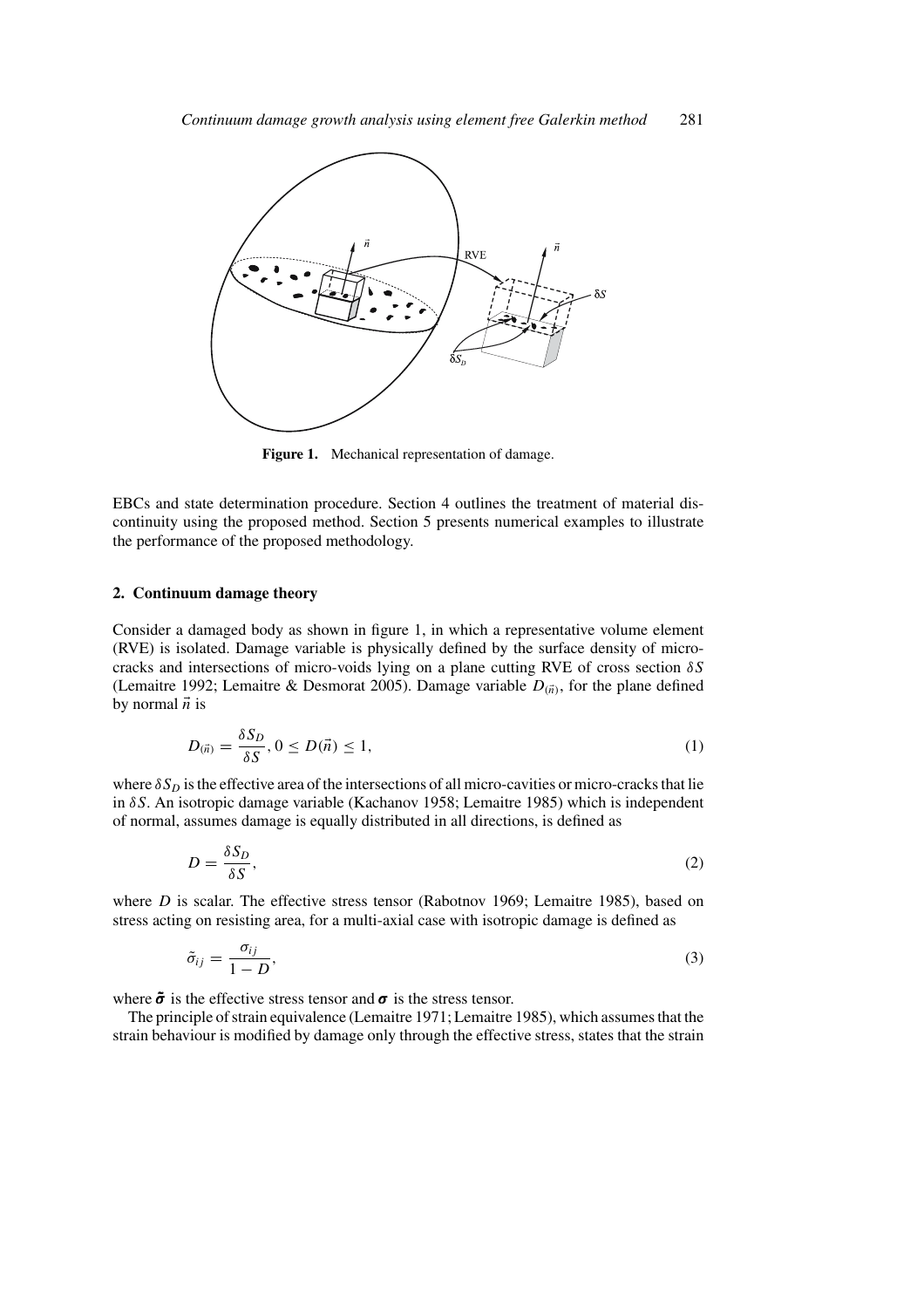Figure 1. Mechanical representation of damage.

EBCs and state determination procedure. Section 4 outlines the treatment of material discontinuity using the proposed method. Section 5 presents numerical examples to illustrate the performance of the proposed methodology.

## 2. Continuum damage theory

Consider a damaged body as shown in figure 1, in which a representative volume element (RVE) is isolated. Damage variable is physically defined by the surface density of micro-cracks and intersections of micro-voids lying on a plane cutting RVE of cross section $\delta S$ (Lemaitre 1992; Lemaitre & Desmorat 2005). Damage variable $D_{(\vec{n})}$, for the plane defined by normal $\vec{n}$ is

$$D_{(\vec{n})} = \frac{\delta S_D}{\delta S}, 0 \leq D(\vec{n}) \leq 1, \tag{1}$$

where $\delta S_D$ is the effective area of the intersections of all micro-cavities or micro-cracks that lie in $\delta S$. An isotropic damage variable (Kachanov 1958; Lemaitre 1985) which is independent of normal, assumes damage is equally distributed in all directions, is defined as

$$D = \frac{\delta S_D}{\delta S}, \tag{2}$$

where $D$ is scalar. The effective stress tensor (Rabotnov 1969; Lemaitre 1985), based on stress acting on resisting area, for a multi-axial case with isotropic damage is defined as

$$\tilde{\sigma}_{ij} = \frac{\sigma_{ij}}{1 - D}, \tag{3}$$

where $\tilde{\boldsymbol{\sigma}}$ is the effective stress tensor and $\boldsymbol{\sigma}$ is the stress tensor.

The principle of strain equivalence (Lemaitre 1971; Lemaitre 1985), which assumes that the strain behaviour is modified by damage only through the effective stress, states that the strain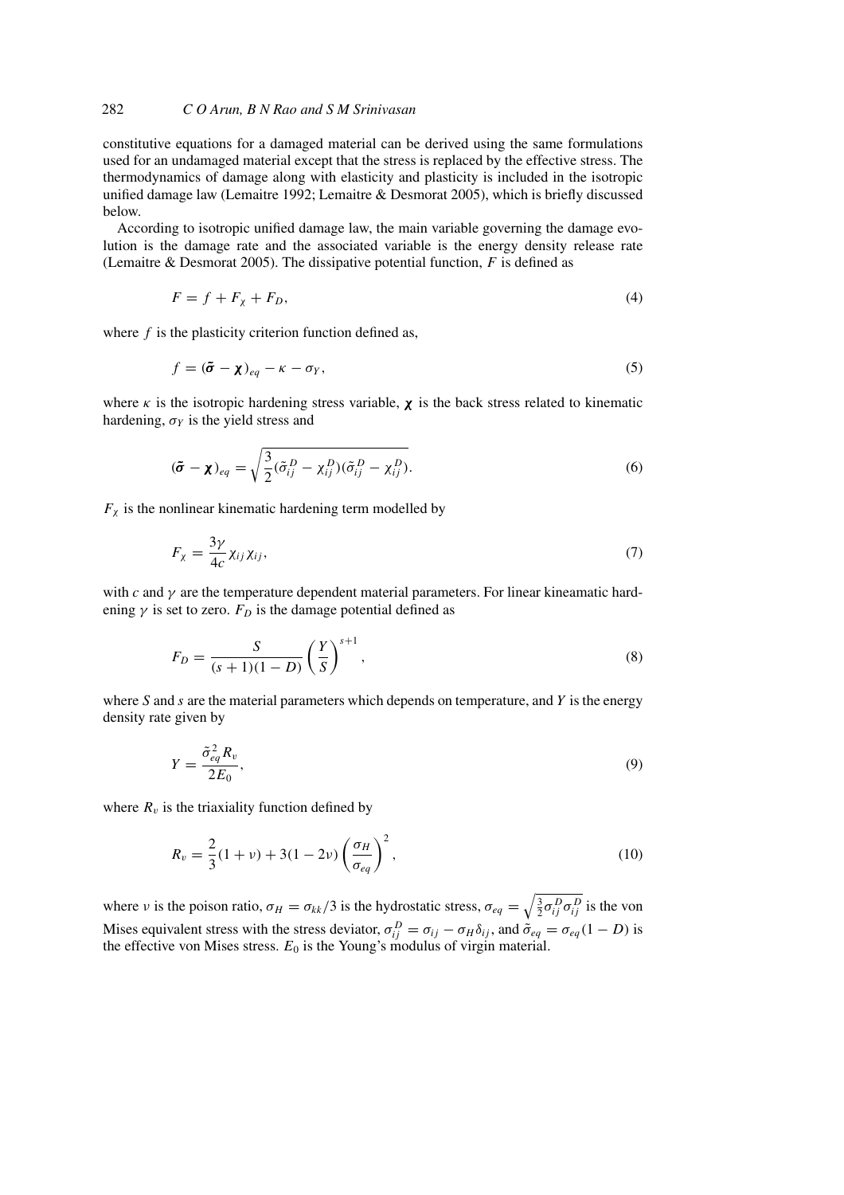constitutive equations for a damaged material can be derived using the same formulations used for an undamaged material except that the stress is replaced by the effective stress. The thermodynamics of damage along with elasticity and plasticity is included in the isotropic unified damage law (Lemaitre 1992; Lemaitre & Desmorat 2005), which is briefly discussed below.

According to isotropic unified damage law, the main variable governing the damage evolution is the damage rate and the associated variable is the energy density release rate (Lemaitre & Desmorat 2005). The dissipative potential function, $F$ is defined as

$$F = f + F_\chi + F_D, \tag{4}$$

where $f$ is the plasticity criterion function defined as,

$$f = (\tilde{\boldsymbol{\sigma}} - \boldsymbol{\chi})_{eq} - \kappa - \sigma_Y, \tag{5}$$

where $\kappa$ is the isotropic hardening stress variable, $\boldsymbol{\chi}$ is the back stress related to kinematic hardening, $\sigma_Y$ is the yield stress and

$$(\tilde{\boldsymbol{\sigma}} - \boldsymbol{\chi})_{eq} = \sqrt{\frac{3}{2}(\tilde{\sigma}_{ij}^D - \chi_{ij}^D)(\tilde{\sigma}_{ij}^D - \chi_{ij}^D)}. \tag{6}$$

$F_\chi$ is the nonlinear kinematic hardening term modelled by

$$F_\chi = \frac{3\gamma}{4c}\chi_{ij}\chi_{ij}, \tag{7}$$

with $c$ and $\gamma$ are the temperature dependent material parameters. For linear kineamatic hardening $\gamma$ is set to zero. $F_D$ is the damage potential defined as

$$F_D = \frac{S}{(s+1)(1-D)}\left(\frac{Y}{S}\right)^{s+1}, \tag{8}$$

where $S$ and $s$ are the material parameters which depends on temperature, and $Y$ is the energy density rate given by

$$Y = \frac{\tilde{\sigma}_{eq}^2 R_v}{2E_0}, \tag{9}$$

where $R_v$ is the triaxiality function defined by

$$R_v = \frac{2}{3}(1+\nu) + 3(1-2\nu)\left(\frac{\sigma_H}{\sigma_{eq}}\right)^2, \tag{10}$$

where $\nu$ is the poison ratio, $\sigma_H = \sigma_{kk}/3$ is the hydrostatic stress, $\sigma_{eq} = \sqrt{\frac{3}{2}\sigma_{ij}^D\sigma_{ij}^D}$ is the von Mises equivalent stress with the stress deviator, $\sigma_{ij}^D = \sigma_{ij} - \sigma_H\delta_{ij}$, and $\tilde{\sigma}_{eq} = \sigma_{eq}(1-D)$ is the effective von Mises stress. $E_0$ is the Young's modulus of virgin material.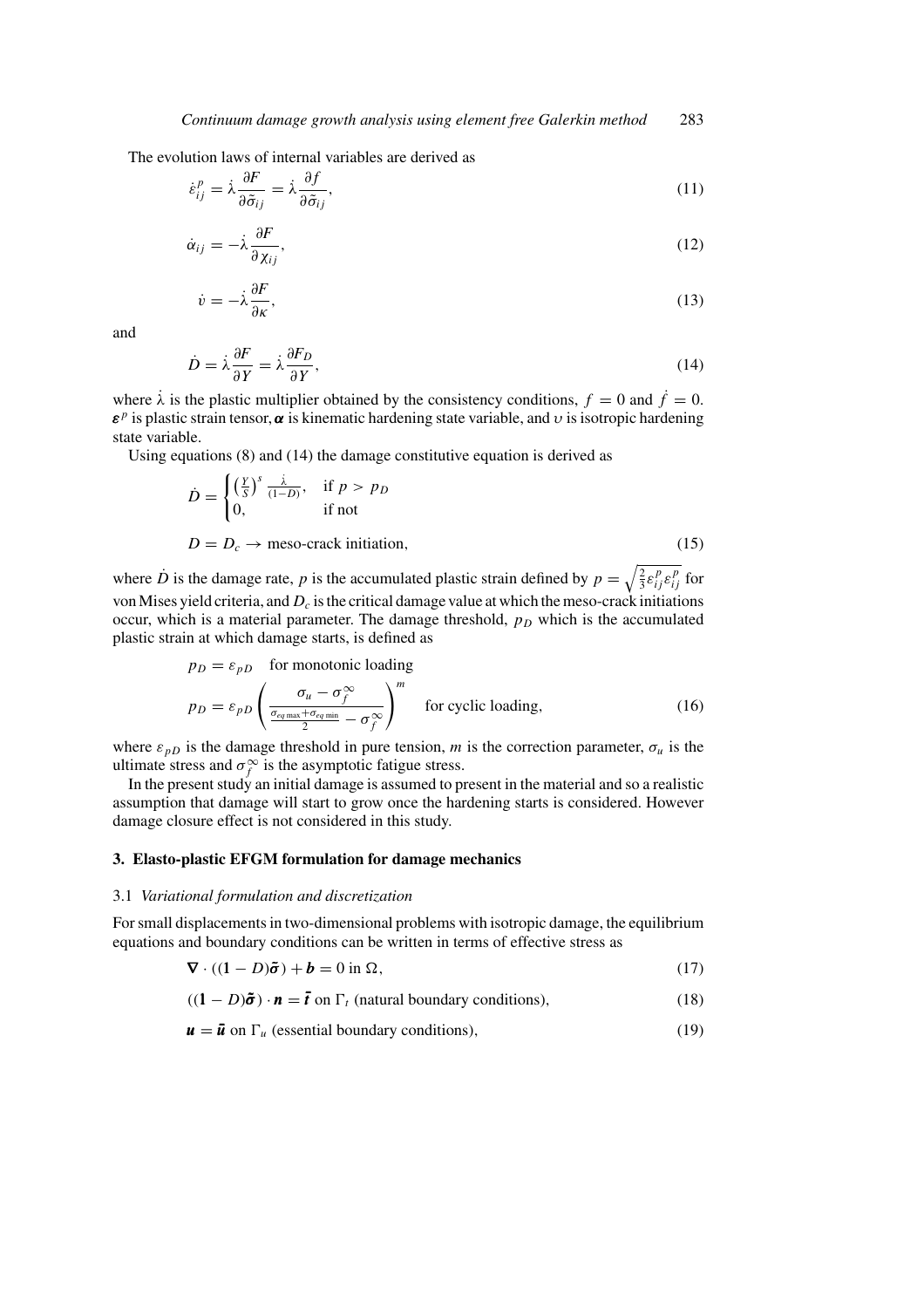The evolution laws of internal variables are derived as

$$\dot{\varepsilon}_{ij}^{p} = \dot{\lambda}\frac{\partial F}{\partial \tilde{\sigma}_{ij}} = \dot{\lambda}\frac{\partial f}{\partial \tilde{\sigma}_{ij}}, \tag{11}$$

$$\dot{\alpha}_{ij} = -\dot{\lambda}\frac{\partial F}{\partial \chi_{ij}}, \tag{12}$$

$$\dot{\upsilon} = -\dot{\lambda}\frac{\partial F}{\partial \kappa}, \tag{13}$$

and

$$\dot{D} = \dot{\lambda}\frac{\partial F}{\partial Y} = \dot{\lambda}\frac{\partial F_D}{\partial Y}, \tag{14}$$

where $\dot{\lambda}$ is the plastic multiplier obtained by the consistency conditions, $f = 0$ and $\dot{f} = 0$. $\boldsymbol{\varepsilon}^p$ is plastic strain tensor, $\boldsymbol{\alpha}$ is kinematic hardening state variable, and $\upsilon$ is isotropic hardening state variable.

Using equations (8) and (14) the damage constitutive equation is derived as

$$\dot{D} = \begin{cases} \left(\frac{Y}{S}\right)^{s} \frac{\dot{\lambda}}{(1-D)}, & \text{if } p > p_D \\ 0, & \text{if not} \end{cases}$$

$$D = D_c \rightarrow \text{meso-crack initiation}, \tag{15}$$

where $\dot{D}$ is the damage rate, $p$ is the accumulated plastic strain defined by $p = \sqrt{\frac{2}{3}\varepsilon_{ij}^{p}\varepsilon_{ij}^{p}}$ for von Mises yield criteria, and $D_c$ is the critical damage value at which the meso-crack initiations occur, which is a material parameter. The damage threshold, $p_D$ which is the accumulated plastic strain at which damage starts, is defined as

$$p_D = \varepsilon_{pD} \quad \text{for monotonic loading}$$

$$p_D = \varepsilon_{pD}\left(\frac{\sigma_u - \sigma_f^{\infty}}{\frac{\sigma_{eq\,\max} + \sigma_{eq\,\min}}{2} - \sigma_f^{\infty}}\right)^{m} \quad \text{for cyclic loading}, \tag{16}$$

where $\varepsilon_{pD}$ is the damage threshold in pure tension, $m$ is the correction parameter, $\sigma_u$ is the ultimate stress and $\sigma_f^{\infty}$ is the asymptotic fatigue stress.

In the present study an initial damage is assumed to present in the material and so a realistic assumption that damage will start to grow once the hardening starts is considered. However damage closure effect is not considered in this study.

## 3. Elasto-plastic EFGM formulation for damage mechanics

### 3.1 *Variational formulation and discretization*

For small displacements in two-dimensional problems with isotropic damage, the equilibrium equations and boundary conditions can be written in terms of effective stress as

$$\boldsymbol{\nabla} \cdot ((\mathbf{1} - D)\tilde{\boldsymbol{\sigma}}) + \boldsymbol{b} = 0 \text{ in } \Omega, \tag{17}$$

$$((\mathbf{1} - D)\tilde{\boldsymbol{\sigma}}) \cdot \boldsymbol{n} = \bar{\boldsymbol{t}} \text{ on } \Gamma_t \text{ (natural boundary conditions)}, \tag{18}$$

$$\boldsymbol{u} = \bar{\boldsymbol{u}} \text{ on } \Gamma_u \text{ (essential boundary conditions)}, \tag{19}$$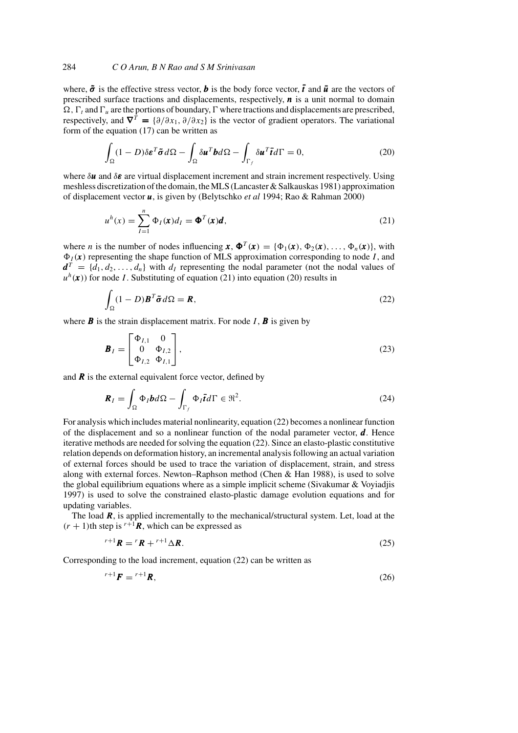where, $\tilde{\boldsymbol{\sigma}}$ is the effective stress vector, $\boldsymbol{b}$ is the body force vector, $\bar{\boldsymbol{t}}$ and $\bar{\boldsymbol{u}}$ are the vectors of prescribed surface tractions and displacements, respectively, $\boldsymbol{n}$ is a unit normal to domain $\Omega$, $\Gamma_t$ and $\Gamma_u$ are the portions of boundary, $\Gamma$ where tractions and displacements are prescribed, respectively, and $\boldsymbol{\nabla}^T = \{\partial/\partial x_1, \partial/\partial x_2\}$ is the vector of gradient operators. The variational form of the equation (17) can be written as

$$\int_{\Omega} (1 - D)\delta\boldsymbol{\varepsilon}^T\tilde{\boldsymbol{\sigma}}\, d\Omega - \int_{\Omega} \delta\boldsymbol{u}^T\boldsymbol{b} d\Omega - \int_{\Gamma_f} \delta\boldsymbol{u}^T\bar{\boldsymbol{t}} d\Gamma = 0, \tag{20}$$

where $\delta\boldsymbol{u}$ and $\delta\boldsymbol{\varepsilon}$ are virtual displacement increment and strain increment respectively. Using meshless discretization of the domain, the MLS (Lancaster & Salkauskas 1981) approximation of displacement vector $\boldsymbol{u}$, is given by (Belytschko *et al* 1994; Rao & Rahman 2000)

$$u^h(x) = \sum_{I=1}^{n} \Phi_I(\boldsymbol{x}) d_I = \boldsymbol{\Phi}^T(\boldsymbol{x})\boldsymbol{d}, \tag{21}$$

where $n$ is the number of nodes influencing $\boldsymbol{x}$, $\boldsymbol{\Phi}^T(\boldsymbol{x}) = \{\Phi_1(\boldsymbol{x}), \Phi_2(\boldsymbol{x}), \ldots, \Phi_n(\boldsymbol{x})\}$, with $\Phi_I(\boldsymbol{x})$ representing the shape function of MLS approximation corresponding to node $I$, and $\boldsymbol{d}^T = \{d_1, d_2, \ldots, d_n\}$ with $d_I$ representing the nodal parameter (not the nodal values of $u^h(\boldsymbol{x})$) for node $I$. Substituting of equation (21) into equation (20) results in

$$\int_{\Omega} (1 - D)\boldsymbol{B}^T\tilde{\boldsymbol{\sigma}}\, d\Omega = \boldsymbol{R}, \tag{22}$$

where $\boldsymbol{B}$ is the strain displacement matrix. For node $I$, $\boldsymbol{B}$ is given by

$$\boldsymbol{B}_I = \begin{bmatrix} \Phi_{I,1} & 0 \\ 0 & \Phi_{I,2} \\ \Phi_{I,2} & \Phi_{I,1} \end{bmatrix}, \tag{23}$$

and $\boldsymbol{R}$ is the external equivalent force vector, defined by

$$\boldsymbol{R}_I = \int_{\Omega} \Phi_I \boldsymbol{b} d\Omega - \int_{\Gamma_f} \Phi_I \bar{\boldsymbol{t}} d\Gamma \in \Re^2. \tag{24}$$

For analysis which includes material nonlinearity, equation (22) becomes a nonlinear function of the displacement and so a nonlinear function of the nodal parameter vector, $\boldsymbol{d}$. Hence iterative methods are needed for solving the equation (22). Since an elasto-plastic constitutive relation depends on deformation history, an incremental analysis following an actual variation of external forces should be used to trace the variation of displacement, strain, and stress along with external forces. Newton–Raphson method (Chen & Han 1988), is used to solve the global equilibrium equations where as a simple implicit scheme (Sivakumar & Voyiadjis 1997) is used to solve the constrained elasto-plastic damage evolution equations and for updating variables.

The load $\boldsymbol{R}$, is applied incrementally to the mechanical/structural system. Let, load at the $(r + 1)$th step is ${}^{r+1}\boldsymbol{R}$, which can be expressed as

$${}^{r+1}\boldsymbol{R} = {}^{r}\boldsymbol{R} + {}^{r+1}\Delta\boldsymbol{R}. \tag{25}$$

Corresponding to the load increment, equation (22) can be written as

$${}^{r+1}\boldsymbol{F} = {}^{r+1}\boldsymbol{R}, \tag{26}$$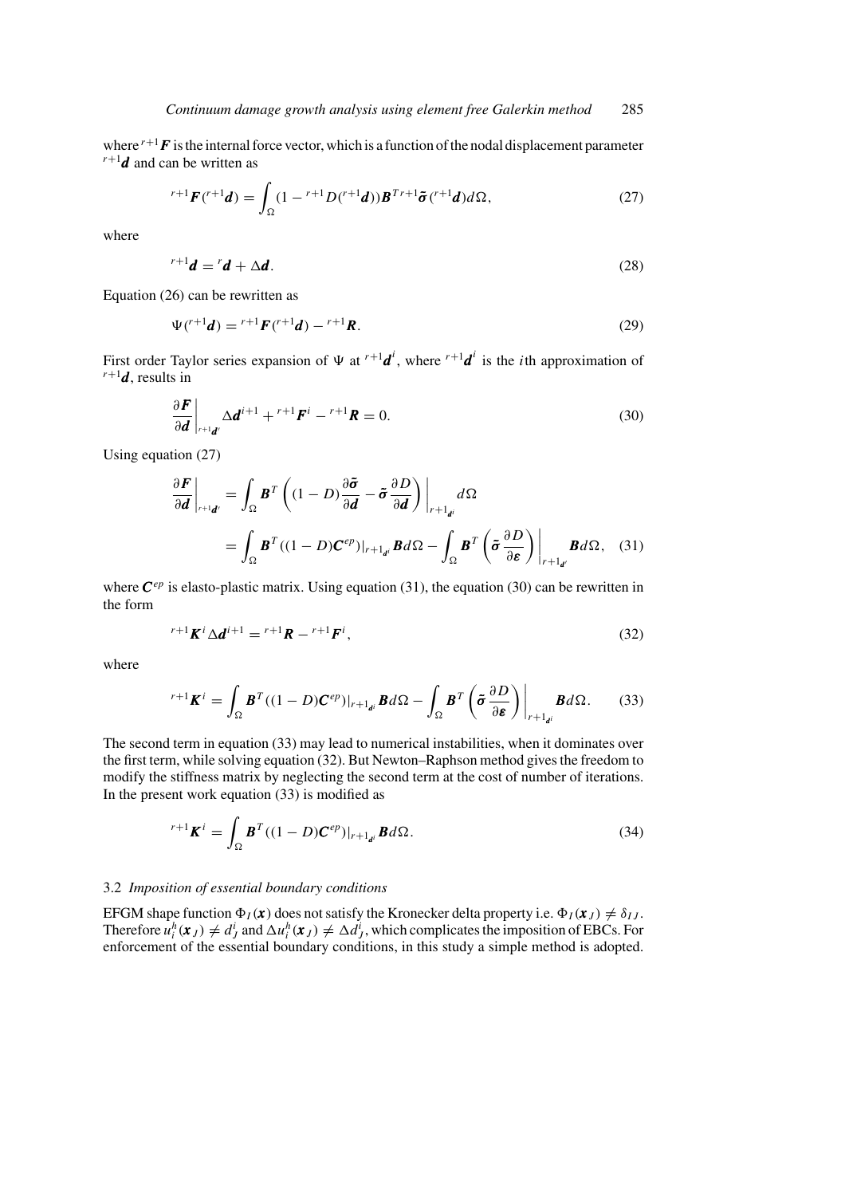where ${}^{r+1}\boldsymbol{F}$ is the internal force vector, which is a function of the nodal displacement parameter ${}^{r+1}\boldsymbol{d}$ and can be written as

$$
{}^{r+1}\boldsymbol{F}({}^{r+1}\boldsymbol{d}) = \int_{\Omega} (1 - {}^{r+1}D({}^{r+1}\boldsymbol{d}))\boldsymbol{B}^{T\,r+1}\tilde{\boldsymbol{\sigma}}({}^{r+1}\boldsymbol{d})d\Omega, \tag{27}
$$

where

$$
{}^{r+1}\boldsymbol{d} = {}^{r}\boldsymbol{d} + \Delta\boldsymbol{d}. \tag{28}
$$

Equation (26) can be rewritten as

$$
\Psi({}^{r+1}\boldsymbol{d}) = {}^{r+1}\boldsymbol{F}({}^{r+1}\boldsymbol{d}) - {}^{r+1}\boldsymbol{R}. \tag{29}
$$

First order Taylor series expansion of $\Psi$ at ${}^{r+1}\boldsymbol{d}^{i}$, where ${}^{r+1}\boldsymbol{d}^{i}$ is the $i$th approximation of ${}^{r+1}\boldsymbol{d}$, results in

$$
\left.\frac{\partial \boldsymbol{F}}{\partial \boldsymbol{d}}\right|_{{}^{r+1}\boldsymbol{d}^{i}} \Delta\boldsymbol{d}^{i+1} + {}^{r+1}\boldsymbol{F}^{i} - {}^{r+1}\boldsymbol{R} = 0. \tag{30}
$$

Using equation (27)

$$
\begin{aligned}
\left.\frac{\partial \boldsymbol{F}}{\partial \boldsymbol{d}}\right|_{{}^{r+1}\boldsymbol{d}^{i}} &= \int_{\Omega} \boldsymbol{B}^{T} \left.\left((1-D)\frac{\partial \tilde{\boldsymbol{\sigma}}}{\partial \boldsymbol{d}} - \tilde{\boldsymbol{\sigma}}\frac{\partial D}{\partial \boldsymbol{d}}\right)\right|_{r+1_{\boldsymbol{d}^{i}}} d\Omega \\
&= \int_{\Omega} \boldsymbol{B}^{T}((1-D)\boldsymbol{C}^{ep})|_{r+1_{\boldsymbol{d}^{i}}}\boldsymbol{B}d\Omega - \int_{\Omega} \boldsymbol{B}^{T}\left.\left(\tilde{\boldsymbol{\sigma}}\frac{\partial D}{\partial \boldsymbol{\varepsilon}}\right)\right|_{r+1_{\boldsymbol{d}^{i}}}\boldsymbol{B}d\Omega,
\end{aligned} \tag{31}
$$

where $\boldsymbol{C}^{ep}$ is elasto-plastic matrix. Using equation (31), the equation (30) can be rewritten in the form

$$
{}^{r+1}\boldsymbol{K}^{i}\Delta\boldsymbol{d}^{i+1} = {}^{r+1}\boldsymbol{R} - {}^{r+1}\boldsymbol{F}^{i}, \tag{32}
$$

where

$$
{}^{r+1}\boldsymbol{K}^{i} = \int_{\Omega} \boldsymbol{B}^{T}((1-D)\boldsymbol{C}^{ep})|_{r+1_{\boldsymbol{d}^{i}}}\boldsymbol{B}d\Omega - \int_{\Omega} \boldsymbol{B}^{T}\left.\left(\tilde{\boldsymbol{\sigma}}\frac{\partial D}{\partial \boldsymbol{\varepsilon}}\right)\right|_{r+1_{\boldsymbol{d}^{i}}}\boldsymbol{B}d\Omega. \tag{33}
$$

The second term in equation (33) may lead to numerical instabilities, when it dominates over the first term, while solving equation (32). But Newton–Raphson method gives the freedom to modify the stiffness matrix by neglecting the second term at the cost of number of iterations. In the present work equation (33) is modified as

$$
{}^{r+1}\boldsymbol{K}^{i} = \int_{\Omega} \boldsymbol{B}^{T}((1-D)\boldsymbol{C}^{ep})|_{r+1_{\boldsymbol{d}^{i}}}\boldsymbol{B}d\Omega. \tag{34}
$$

### 3.2 *Imposition of essential boundary conditions*

EFGM shape function $\Phi_I(\boldsymbol{x})$ does not satisfy the Kronecker delta property i.e. $\Phi_I(\boldsymbol{x}_J) \neq \delta_{IJ}$. Therefore $u_i^h(\boldsymbol{x}_J) \neq d_J^i$ and $\Delta u_i^h(\boldsymbol{x}_J) \neq \Delta d_J^i$, which complicates the imposition of EBCs. For enforcement of the essential boundary conditions, in this study a simple method is adopted.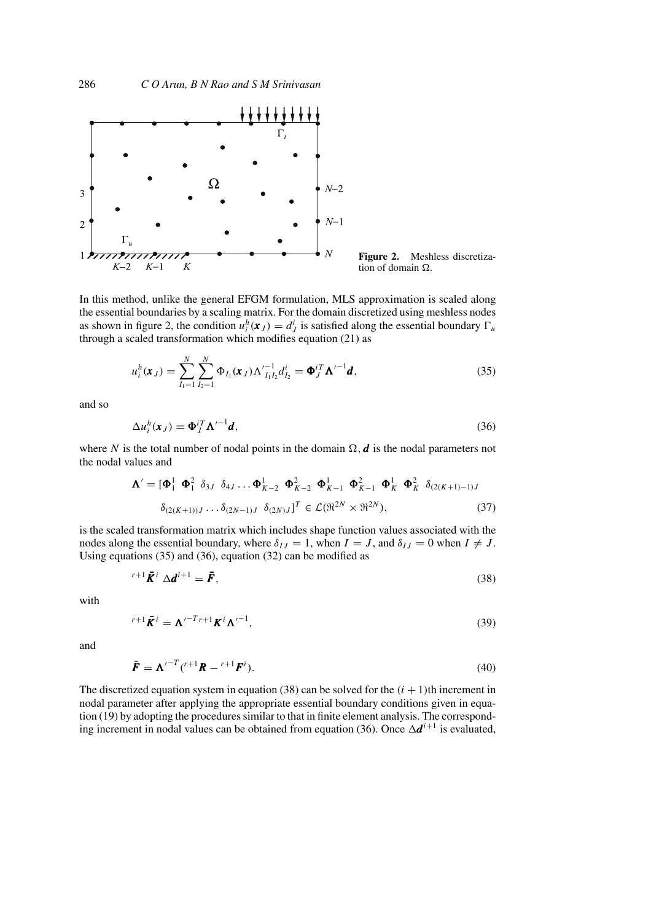**Figure 2.** Meshless discretization of domain $\Omega$.

In this method, unlike the general EFGM formulation, MLS approximation is scaled along the essential boundaries by a scaling matrix. For the domain discretized using meshless nodes as shown in figure 2, the condition $u_i^h(\boldsymbol{x}_J) = d_J^i$ is satisfied along the essential boundary $\Gamma_u$ through a scaled transformation which modifies equation (21) as

$$u_i^h(\boldsymbol{x}_J) = \sum_{I_1=1}^{N} \sum_{I_2=1}^{N} \Phi_{I_1}(\boldsymbol{x}_J) \Lambda'^{-1}_{I_1 I_2} d_{I_2}^i = \boldsymbol{\Phi}_J^{iT} \boldsymbol{\Lambda}'^{-1} \boldsymbol{d}, \tag{35}$$

and so

$$\Delta u_i^h(\boldsymbol{x}_J) = \boldsymbol{\Phi}_J^{iT} \boldsymbol{\Lambda}'^{-1} \boldsymbol{d}, \tag{36}$$

where $N$ is the total number of nodal points in the domain $\Omega$, $\boldsymbol{d}$ is the nodal parameters not the nodal values and

$$\begin{aligned} \boldsymbol{\Lambda}' = [&\boldsymbol{\Phi}_1^1 \ \boldsymbol{\Phi}_1^2 \ \delta_{3J} \ \delta_{4J} \ldots \boldsymbol{\Phi}_{K-2}^1 \ \boldsymbol{\Phi}_{K-2}^2 \ \boldsymbol{\Phi}_{K-1}^1 \ \boldsymbol{\Phi}_{K-1}^2 \ \boldsymbol{\Phi}_K^1 \ \boldsymbol{\Phi}_K^2 \ \delta_{(2(K+1)-1)J} \\ &\delta_{(2(K+1))J} \ldots \delta_{(2N-1)J} \ \delta_{(2N)J}]^T \in \mathcal{L}(\Re^{2N} \times \Re^{2N}), \end{aligned} \tag{37}$$

is the scaled transformation matrix which includes shape function values associated with the nodes along the essential boundary, where $\delta_{IJ} = 1$, when $I = J$, and $\delta_{IJ} = 0$ when $I \neq J$. Using equations (35) and (36), equation (32) can be modified as

$${}^{r+1}\bar{\boldsymbol{K}}^i \ \Delta \boldsymbol{d}^{i+1} = \bar{\boldsymbol{F}}, \tag{38}$$

with

$${}^{r+1}\bar{\boldsymbol{K}}^i = \boldsymbol{\Lambda}'^{-T} \, {}^{r+1}\boldsymbol{K}^i \boldsymbol{\Lambda}'^{-1}, \tag{39}$$

and

$$\bar{\boldsymbol{F}} = \boldsymbol{\Lambda}'^{-T} ({}^{r+1}\boldsymbol{R} - {}^{r+1}\boldsymbol{F}^i). \tag{40}$$

The discretized equation system in equation (38) can be solved for the $(i+1)$th increment in nodal parameter after applying the appropriate essential boundary conditions given in equation (19) by adopting the procedures similar to that in finite element analysis. The corresponding increment in nodal values can be obtained from equation (36). Once $\Delta \boldsymbol{d}^{i+1}$ is evaluated,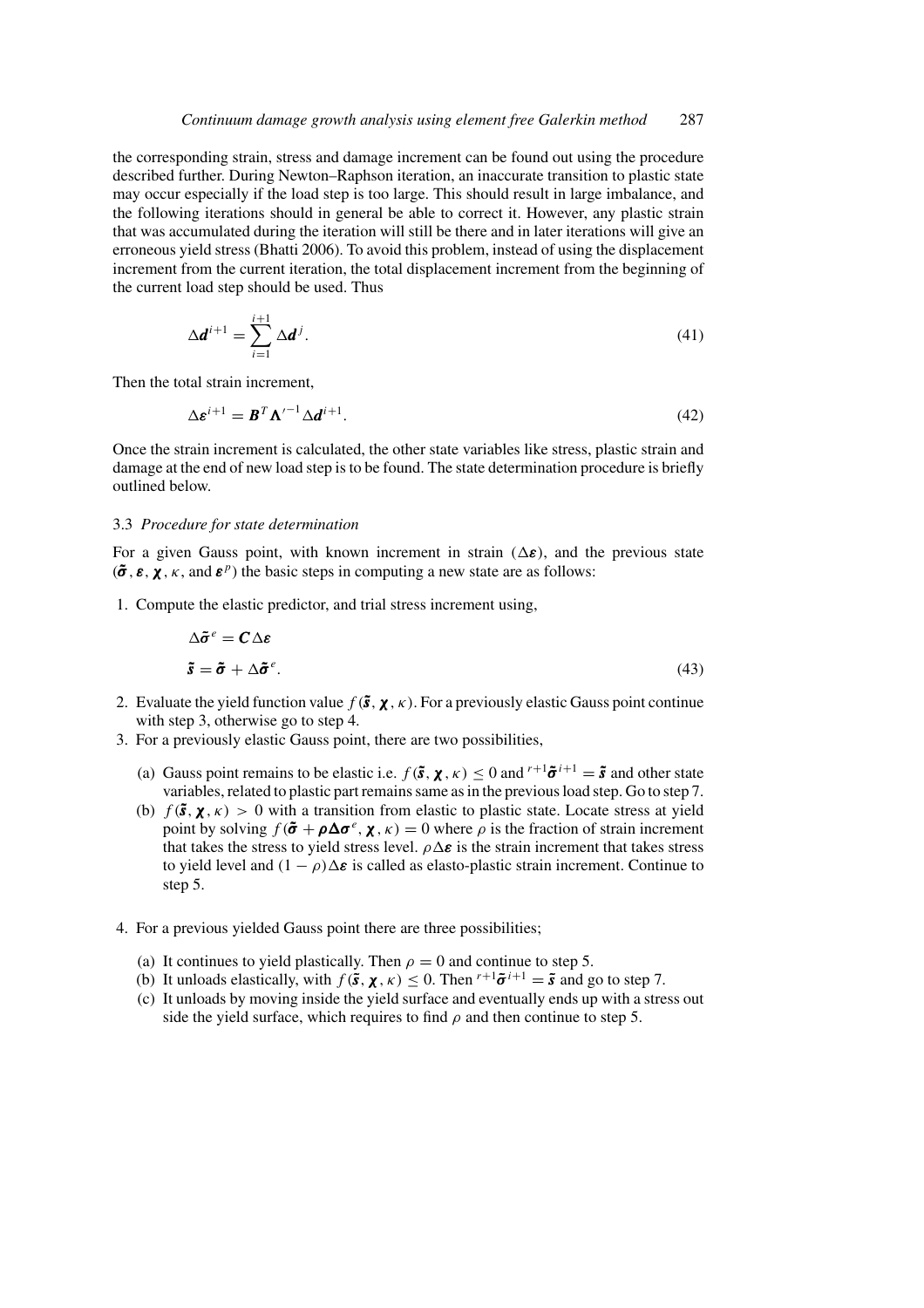the corresponding strain, stress and damage increment can be found out using the procedure described further. During Newton–Raphson iteration, an inaccurate transition to plastic state may occur especially if the load step is too large. This should result in large imbalance, and the following iterations should in general be able to correct it. However, any plastic strain that was accumulated during the iteration will still be there and in later iterations will give an erroneous yield stress (Bhatti 2006). To avoid this problem, instead of using the displacement increment from the current iteration, the total displacement increment from the beginning of the current load step should be used. Thus

$$\Delta \boldsymbol{d}^{i+1} = \sum_{i=1}^{i+1} \Delta \boldsymbol{d}^{j}. \tag{41}$$

Then the total strain increment,

$$\Delta \boldsymbol{\varepsilon}^{i+1} = \boldsymbol{B}^{T} \boldsymbol{\Lambda}'^{-1} \Delta \boldsymbol{d}^{i+1}. \tag{42}$$

Once the strain increment is calculated, the other state variables like stress, plastic strain and damage at the end of new load step is to be found. The state determination procedure is briefly outlined below.

### 3.3 *Procedure for state determination*

For a given Gauss point, with known increment in strain ($\Delta \boldsymbol{\varepsilon}$), and the previous state ($\tilde{\boldsymbol{\sigma}}, \boldsymbol{\varepsilon}, \boldsymbol{\chi}, \kappa$, and $\boldsymbol{\varepsilon}^{p}$) the basic steps in computing a new state are as follows:

1. Compute the elastic predictor, and trial stress increment using,

$$\begin{aligned} &\Delta \tilde{\boldsymbol{\sigma}}^{e} = \boldsymbol{C} \Delta \boldsymbol{\varepsilon} \\ &\tilde{\boldsymbol{s}} = \tilde{\boldsymbol{\sigma}} + \Delta \tilde{\boldsymbol{\sigma}}^{e}. \end{aligned} \tag{43}$$

2. Evaluate the yield function value $f(\tilde{\boldsymbol{s}}, \boldsymbol{\chi}, \kappa)$. For a previously elastic Gauss point continue with step 3, otherwise go to step 4.
3. For a previously elastic Gauss point, there are two possibilities,
   - (a) Gauss point remains to be elastic i.e. $f(\tilde{\boldsymbol{s}}, \boldsymbol{\chi}, \kappa) \leq 0$ and ${}^{r+1}\tilde{\boldsymbol{\sigma}}^{i+1} = \tilde{\boldsymbol{s}}$ and other state variables, related to plastic part remains same as in the previous load step. Go to step 7.
   - (b) $f(\tilde{\boldsymbol{s}}, \boldsymbol{\chi}, \kappa) > 0$ with a transition from elastic to plastic state. Locate stress at yield point by solving $f(\tilde{\boldsymbol{\sigma}} + \boldsymbol{\rho \Delta \sigma}^{e}, \boldsymbol{\chi}, \kappa) = 0$ where $\rho$ is the fraction of strain increment that takes the stress to yield stress level. $\rho \Delta \boldsymbol{\varepsilon}$ is the strain increment that takes stress to yield level and $(1 - \rho)\Delta \boldsymbol{\varepsilon}$ is called as elasto-plastic strain increment. Continue to step 5.
4. For a previous yielded Gauss point there are three possibilities;
   - (a) It continues to yield plastically. Then $\rho = 0$ and continue to step 5.
   - (b) It unloads elastically, with $f(\tilde{\boldsymbol{s}}, \boldsymbol{\chi}, \kappa) \leq 0$. Then ${}^{r+1}\tilde{\boldsymbol{\sigma}}^{i+1} = \tilde{\boldsymbol{s}}$ and go to step 7.
   - (c) It unloads by moving inside the yield surface and eventually ends up with a stress out side the yield surface, which requires to find $\rho$ and then continue to step 5.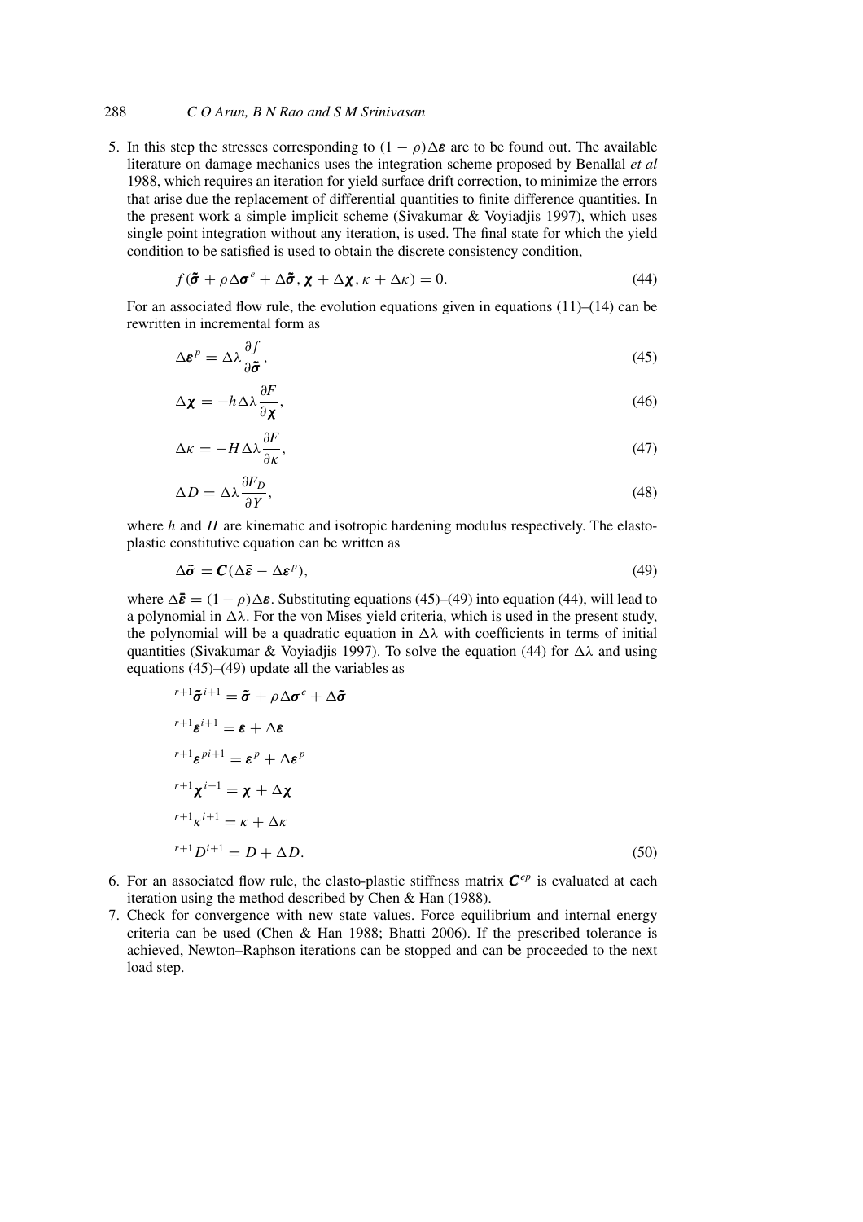5. In this step the stresses corresponding to $(1-\rho)\Delta\boldsymbol{\varepsilon}$ are to be found out. The available literature on damage mechanics uses the integration scheme proposed by Benallal *et al* 1988, which requires an iteration for yield surface drift correction, to minimize the errors that arise due the replacement of differential quantities to finite difference quantities. In the present work a simple implicit scheme (Sivakumar & Voyiadjis 1997), which uses single point integration without any iteration, is used. The final state for which the yield condition to be satisfied is used to obtain the discrete consistency condition,

$$f(\tilde{\boldsymbol{\sigma}} + \rho\Delta\boldsymbol{\sigma}^e + \Delta\tilde{\boldsymbol{\sigma}}, \boldsymbol{\chi} + \Delta\boldsymbol{\chi}, \kappa + \Delta\kappa) = 0. \tag{44}$$

For an associated flow rule, the evolution equations given in equations (11)–(14) can be rewritten in incremental form as

$$\Delta\boldsymbol{\varepsilon}^p = \Delta\lambda \frac{\partial f}{\partial \tilde{\boldsymbol{\sigma}}}, \tag{45}$$

$$\Delta\boldsymbol{\chi} = -h\Delta\lambda \frac{\partial F}{\partial \boldsymbol{\chi}}, \tag{46}$$

$$\Delta\kappa = -H\Delta\lambda \frac{\partial F}{\partial \kappa}, \tag{47}$$

$$\Delta D = \Delta\lambda \frac{\partial F_D}{\partial Y}, \tag{48}$$

where $h$ and $H$ are kinematic and isotropic hardening modulus respectively. The elasto-plastic constitutive equation can be written as

$$\Delta\tilde{\boldsymbol{\sigma}} = \boldsymbol{C}(\Delta\bar{\boldsymbol{\varepsilon}} - \Delta\boldsymbol{\varepsilon}^p), \tag{49}$$

where $\Delta\bar{\boldsymbol{\varepsilon}} = (1-\rho)\Delta\boldsymbol{\varepsilon}$. Substituting equations (45)–(49) into equation (44), will lead to a polynomial in $\Delta\lambda$. For the von Mises yield criteria, which is used in the present study, the polynomial will be a quadratic equation in $\Delta\lambda$ with coefficients in terms of initial quantities (Sivakumar & Voyiadjis 1997). To solve the equation (44) for $\Delta\lambda$ and using equations (45)–(49) update all the variables as

$$\begin{aligned}
{}^{r+1}\tilde{\boldsymbol{\sigma}}^{i+1} &= \tilde{\boldsymbol{\sigma}} + \rho\Delta\boldsymbol{\sigma}^e + \Delta\tilde{\boldsymbol{\sigma}} \\
{}^{r+1}\boldsymbol{\varepsilon}^{i+1} &= \boldsymbol{\varepsilon} + \Delta\boldsymbol{\varepsilon} \\
{}^{r+1}\boldsymbol{\varepsilon}^{pi+1} &= \boldsymbol{\varepsilon}^p + \Delta\boldsymbol{\varepsilon}^p \\
{}^{r+1}\boldsymbol{\chi}^{i+1} &= \boldsymbol{\chi} + \Delta\boldsymbol{\chi} \\
{}^{r+1}\kappa^{i+1} &= \kappa + \Delta\kappa \\
{}^{r+1}D^{i+1} &= D + \Delta D.
\end{aligned} \tag{50}$$

6. For an associated flow rule, the elasto-plastic stiffness matrix $\boldsymbol{C}^{ep}$ is evaluated at each iteration using the method described by Chen & Han (1988).
7. Check for convergence with new state values. Force equilibrium and internal energy criteria can be used (Chen & Han 1988; Bhatti 2006). If the prescribed tolerance is achieved, Newton–Raphson iterations can be stopped and can be proceeded to the next load step.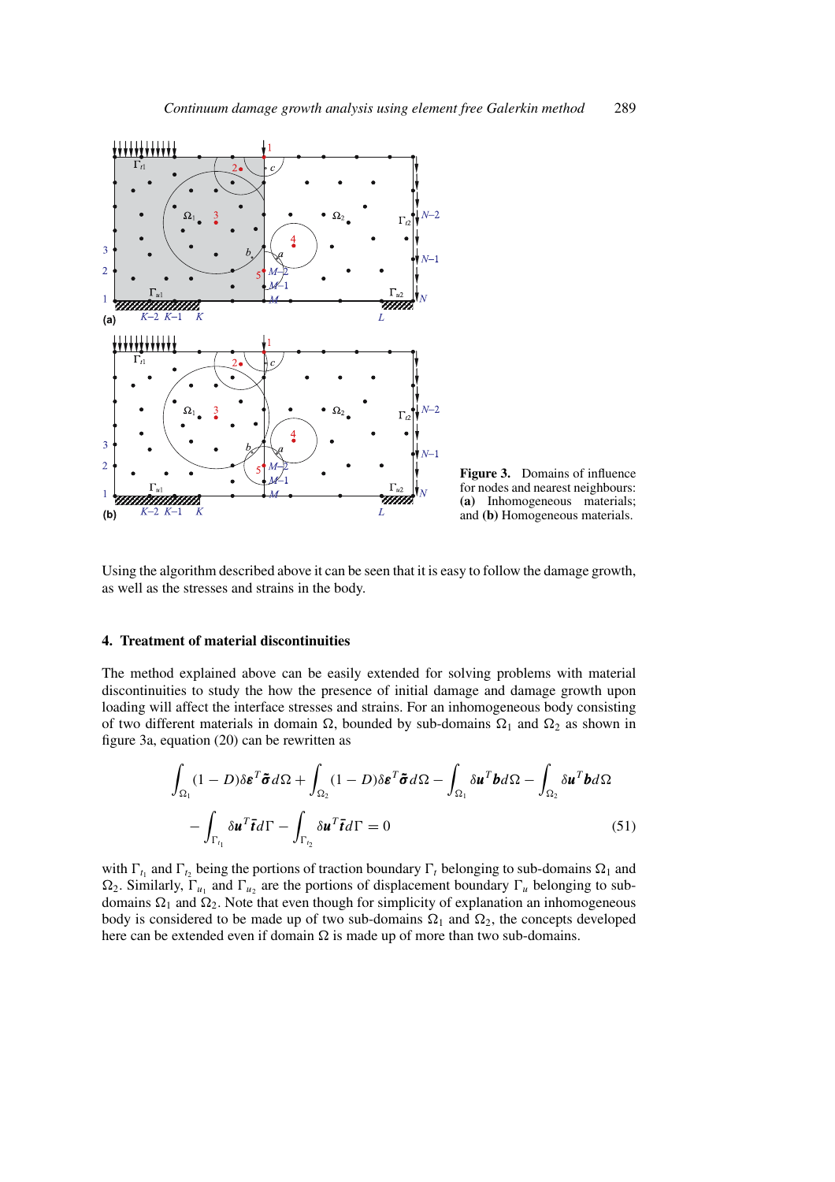Figure 3. Domains of influence for nodes and nearest neighbours: **(a)** Inhomogeneous materials; and **(b)** Homogeneous materials.

Using the algorithm described above it can be seen that it is easy to follow the damage growth, as well as the stresses and strains in the body.

## 4. Treatment of material discontinuities

The method explained above can be easily extended for solving problems with material discontinuities to study the how the presence of initial damage and damage growth upon loading will affect the interface stresses and strains. For an inhomogeneous body consisting of two different materials in domain $\Omega$, bounded by sub-domains $\Omega_1$ and $\Omega_2$ as shown in figure 3a, equation (20) can be rewritten as

$$\int_{\Omega_1} (1-D)\delta\boldsymbol{\varepsilon}^T\tilde{\boldsymbol{\sigma}}\,d\Omega + \int_{\Omega_2} (1-D)\delta\boldsymbol{\varepsilon}^T\tilde{\boldsymbol{\sigma}}\,d\Omega - \int_{\Omega_1} \delta\boldsymbol{u}^T\boldsymbol{b}\,d\Omega - \int_{\Omega_2} \delta\boldsymbol{u}^T\boldsymbol{b}\,d\Omega$$

$$- \int_{\Gamma_{t_1}} \delta\boldsymbol{u}^T\bar{\boldsymbol{t}}\,d\Gamma - \int_{\Gamma_{t_2}} \delta\boldsymbol{u}^T\bar{\boldsymbol{t}}\,d\Gamma = 0 \qquad (51)$$

with $\Gamma_{t_1}$ and $\Gamma_{t_2}$ being the portions of traction boundary $\Gamma_t$ belonging to sub-domains $\Omega_1$ and $\Omega_2$. Similarly, $\Gamma_{u_1}$ and $\Gamma_{u_2}$ are the portions of displacement boundary $\Gamma_u$ belonging to sub-domains $\Omega_1$ and $\Omega_2$. Note that even though for simplicity of explanation an inhomogeneous body is considered to be made up of two sub-domains $\Omega_1$ and $\Omega_2$, the concepts developed here can be extended even if domain $\Omega$ is made up of more than two sub-domains.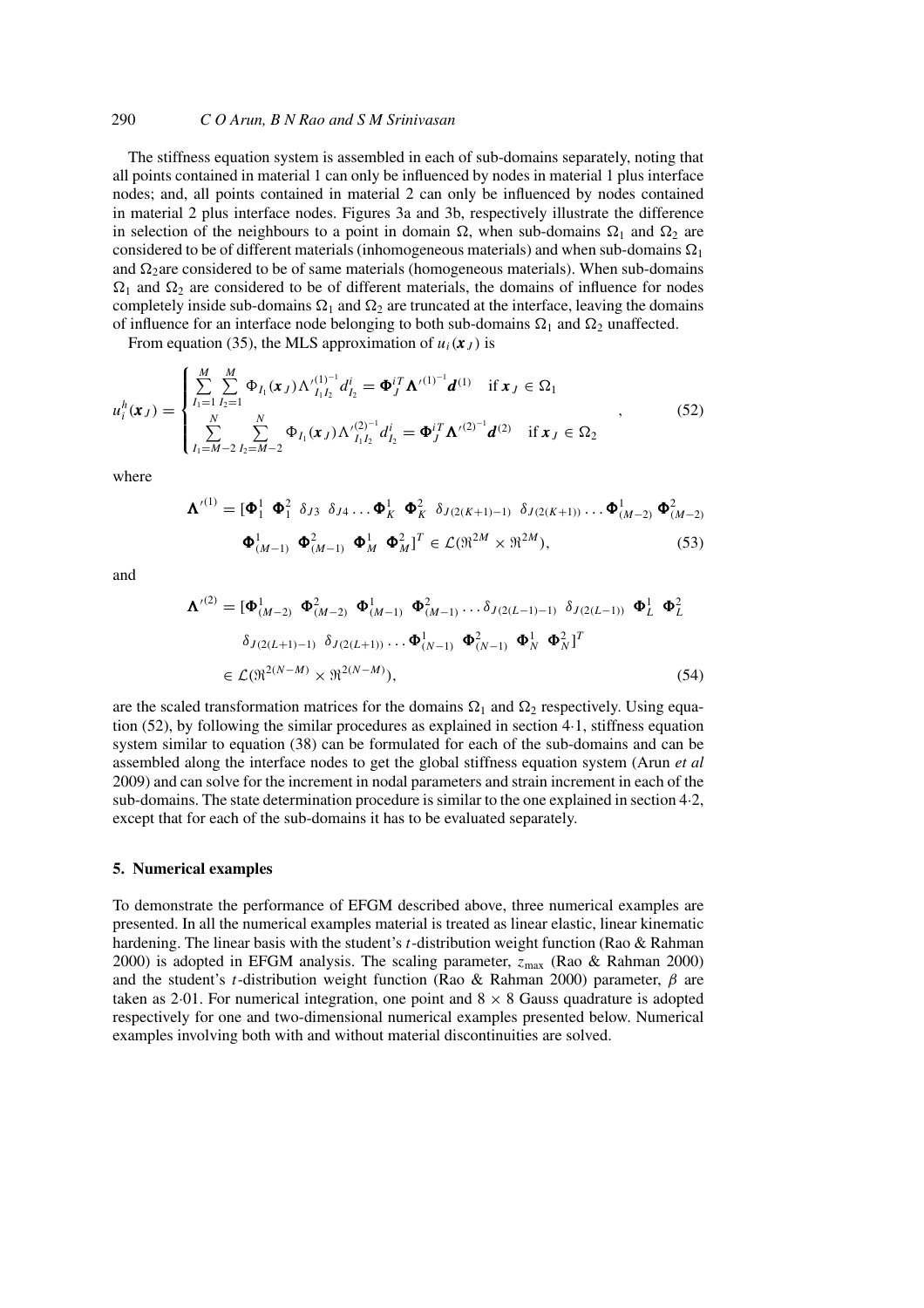The stiffness equation system is assembled in each of sub-domains separately, noting that all points contained in material 1 can only be influenced by nodes in material 1 plus interface nodes; and, all points contained in material 2 can only be influenced by nodes contained in material 2 plus interface nodes. Figures 3a and 3b, respectively illustrate the difference in selection of the neighbours to a point in domain $\Omega$, when sub-domains $\Omega_1$ and $\Omega_2$ are considered to be of different materials (inhomogeneous materials) and when sub-domains $\Omega_1$ and $\Omega_2$are considered to be of same materials (homogeneous materials). When sub-domains $\Omega_1$ and $\Omega_2$ are considered to be of different materials, the domains of influence for nodes completely inside sub-domains $\Omega_1$ and $\Omega_2$ are truncated at the interface, leaving the domains of influence for an interface node belonging to both sub-domains $\Omega_1$ and $\Omega_2$ unaffected.

From equation (35), the MLS approximation of $u_i(\boldsymbol{x}_J)$ is

$$
u_i^h(\boldsymbol{x}_J) = \begin{cases} \sum\limits_{I_1=1}^{M} \sum\limits_{I_2=1}^{M} \Phi_{I_1}(\boldsymbol{x}_J) {\Lambda'}^{(1)^{-1}}_{I_1 I_2} d^i_{I_2} = \boldsymbol{\Phi}_J^{iT} {\boldsymbol{\Lambda}'}^{(1)^{-1}} \boldsymbol{d}^{(1)} & \text{if } \boldsymbol{x}_J \in \Omega_1 \\ \sum\limits_{I_1=M-2}^{N} \sum\limits_{I_2=M-2}^{N} \Phi_{I_1}(\boldsymbol{x}_J) {\Lambda'}^{(2)^{-1}}_{I_1 I_2} d^i_{I_2} = \boldsymbol{\Phi}_J^{iT} {\boldsymbol{\Lambda}'}^{(2)^{-1}} \boldsymbol{d}^{(2)} & \text{if } \boldsymbol{x}_J \in \Omega_2 \end{cases}, \tag{52}
$$

where

$$
\begin{aligned}
{\boldsymbol{\Lambda}'}^{(1)} = [&\boldsymbol{\Phi}_1^1 \;\; \boldsymbol{\Phi}_1^2 \;\; \delta_{J3} \;\; \delta_{J4} \ldots \boldsymbol{\Phi}_K^1 \;\; \boldsymbol{\Phi}_K^2 \;\; \delta_{J(2(K+1)-1)} \;\; \delta_{J(2(K+1))} \ldots \boldsymbol{\Phi}_{(M-2)}^1 \; \boldsymbol{\Phi}_{(M-2)}^2 \\
&\boldsymbol{\Phi}_{(M-1)}^1 \;\; \boldsymbol{\Phi}_{(M-1)}^2 \;\; \boldsymbol{\Phi}_M^1 \;\; \boldsymbol{\Phi}_M^2]^T \in \mathcal{L}(\Re^{2M} \times \Re^{2M}),
\end{aligned} \tag{53}
$$

and

$$
\begin{aligned}
{\boldsymbol{\Lambda}'}^{(2)} = [&\boldsymbol{\Phi}_{(M-2)}^1 \;\; \boldsymbol{\Phi}_{(M-2)}^2 \;\; \boldsymbol{\Phi}_{(M-1)}^1 \;\; \boldsymbol{\Phi}_{(M-1)}^2 \ldots \delta_{J(2(L-1)-1)} \;\; \delta_{J(2(L-1))} \;\; \boldsymbol{\Phi}_L^1 \;\; \boldsymbol{\Phi}_L^2 \\
&\delta_{J(2(L+1)-1)} \;\; \delta_{J(2(L+1))} \ldots \boldsymbol{\Phi}_{(N-1)}^1 \;\; \boldsymbol{\Phi}_{(N-1)}^2 \;\; \boldsymbol{\Phi}_N^1 \;\; \boldsymbol{\Phi}_N^2]^T \\
&\in \mathcal{L}(\Re^{2(N-M)} \times \Re^{2(N-M)}),
\end{aligned} \tag{54}
$$

are the scaled transformation matrices for the domains $\Omega_1$ and $\Omega_2$ respectively. Using equation (52), by following the similar procedures as explained in section 4·1, stiffness equation system similar to equation (38) can be formulated for each of the sub-domains and can be assembled along the interface nodes to get the global stiffness equation system (Arun *et al* 2009) and can solve for the increment in nodal parameters and strain increment in each of the sub-domains. The state determination procedure is similar to the one explained in section 4·2, except that for each of the sub-domains it has to be evaluated separately.

## 5. Numerical examples

To demonstrate the performance of EFGM described above, three numerical examples are presented. In all the numerical examples material is treated as linear elastic, linear kinematic hardening. The linear basis with the student's $t$-distribution weight function (Rao & Rahman 2000) is adopted in EFGM analysis. The scaling parameter, $z_{\max}$ (Rao & Rahman 2000) and the student's $t$-distribution weight function (Rao & Rahman 2000) parameter, $\beta$ are taken as 2·01. For numerical integration, one point and $8 \times 8$ Gauss quadrature is adopted respectively for one and two-dimensional numerical examples presented below. Numerical examples involving both with and without material discontinuities are solved.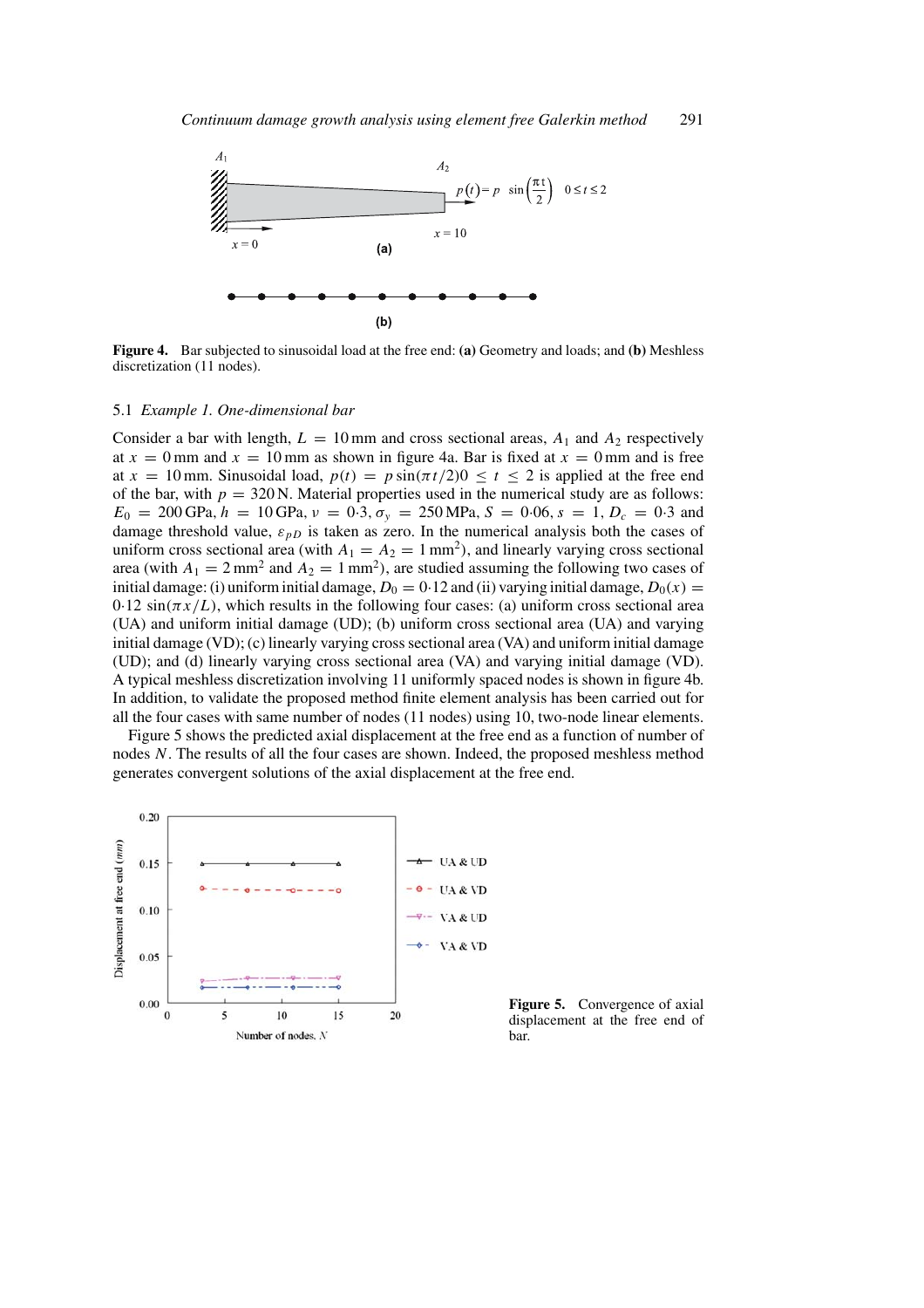Figure 4. Bar subjected to sinusoidal load at the free end: **(a)** Geometry and loads; and **(b)** Meshless discretization (11 nodes).

### 5.1 *Example 1. One-dimensional bar*

Consider a bar with length, $L = 10$ mm and cross sectional areas, $A_1$ and $A_2$ respectively at $x = 0$ mm and $x = 10$ mm as shown in figure 4a. Bar is fixed at $x = 0$ mm and is free at $x = 10$ mm. Sinusoidal load, $p(t) = p\sin(\pi t/2) 0 \leq t \leq 2$ is applied at the free end of the bar, with $p = 320$ N. Material properties used in the numerical study are as follows: $E_0 = 200$ GPa, $h = 10$ GPa, $\nu = 0{\cdot}3$, $\sigma_y = 250$ MPa, $S = 0{\cdot}06$, $s = 1$, $D_c = 0{\cdot}3$ and damage threshold value, $\varepsilon_{pD}$ is taken as zero. In the numerical analysis both the cases of uniform cross sectional area (with $A_1 = A_2 = 1\,\text{mm}^2$), and linearly varying cross sectional area (with $A_1 = 2\,\text{mm}^2$ and $A_2 = 1\,\text{mm}^2$), are studied assuming the following two cases of initial damage: (i) uniform initial damage, $D_0 = 0{\cdot}12$ and (ii) varying initial damage, $D_0(x) = 0{\cdot}12\,\sin(\pi x/L)$, which results in the following four cases: (a) uniform cross sectional area (UA) and uniform initial damage (UD); (b) uniform cross sectional area (UA) and varying initial damage (VD); (c) linearly varying cross sectional area (VA) and uniform initial damage (UD); and (d) linearly varying cross sectional area (VA) and varying initial damage (VD). A typical meshless discretization involving 11 uniformly spaced nodes is shown in figure 4b. In addition, to validate the proposed method finite element analysis has been carried out for all the four cases with same number of nodes (11 nodes) using 10, two-node linear elements.

Figure 5 shows the predicted axial displacement at the free end as a function of number of nodes $N$. The results of all the four cases are shown. Indeed, the proposed meshless method generates convergent solutions of the axial displacement at the free end.

Figure 5. Convergence of axial displacement at the free end of bar.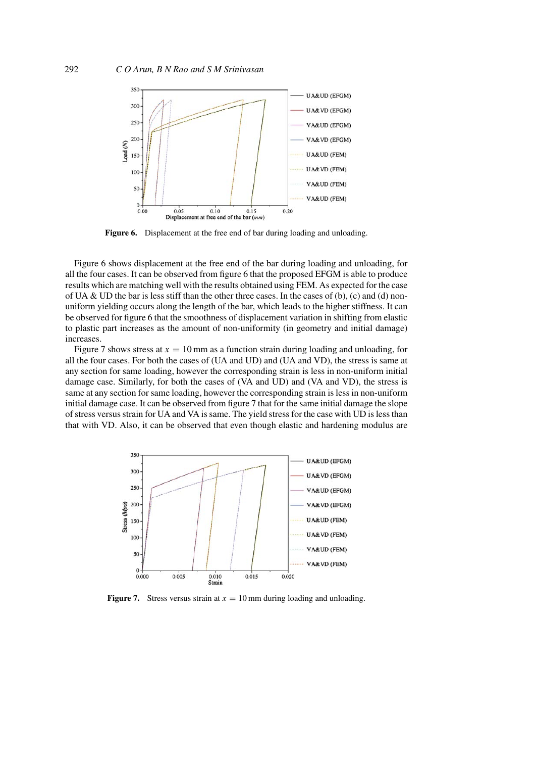**Figure 6.** Displacement at the free end of bar during loading and unloading.

Figure 6 shows displacement at the free end of the bar during loading and unloading, for all the four cases. It can be observed from figure 6 that the proposed EFGM is able to produce results which are matching well with the results obtained using FEM. As expected for the case of UA & UD the bar is less stiff than the other three cases. In the cases of (b), (c) and (d) non-uniform yielding occurs along the length of the bar, which leads to the higher stiffness. It can be observed for figure 6 that the smoothness of displacement variation in shifting from elastic to plastic part increases as the amount of non-uniformity (in geometry and initial damage) increases.

Figure 7 shows stress at $x = 10$ mm as a function strain during loading and unloading, for all the four cases. For both the cases of (UA and UD) and (UA and VD), the stress is same at any section for same loading, however the corresponding strain is less in non-uniform initial damage case. Similarly, for both the cases of (VA and UD) and (VA and VD), the stress is same at any section for same loading, however the corresponding strain is less in non-uniform initial damage case. It can be observed from figure 7 that for the same initial damage the slope of stress versus strain for UA and VA is same. The yield stress for the case with UD is less than that with VD. Also, it can be observed that even though elastic and hardening modulus are

**Figure 7.** Stress versus strain at $x = 10$ mm during loading and unloading.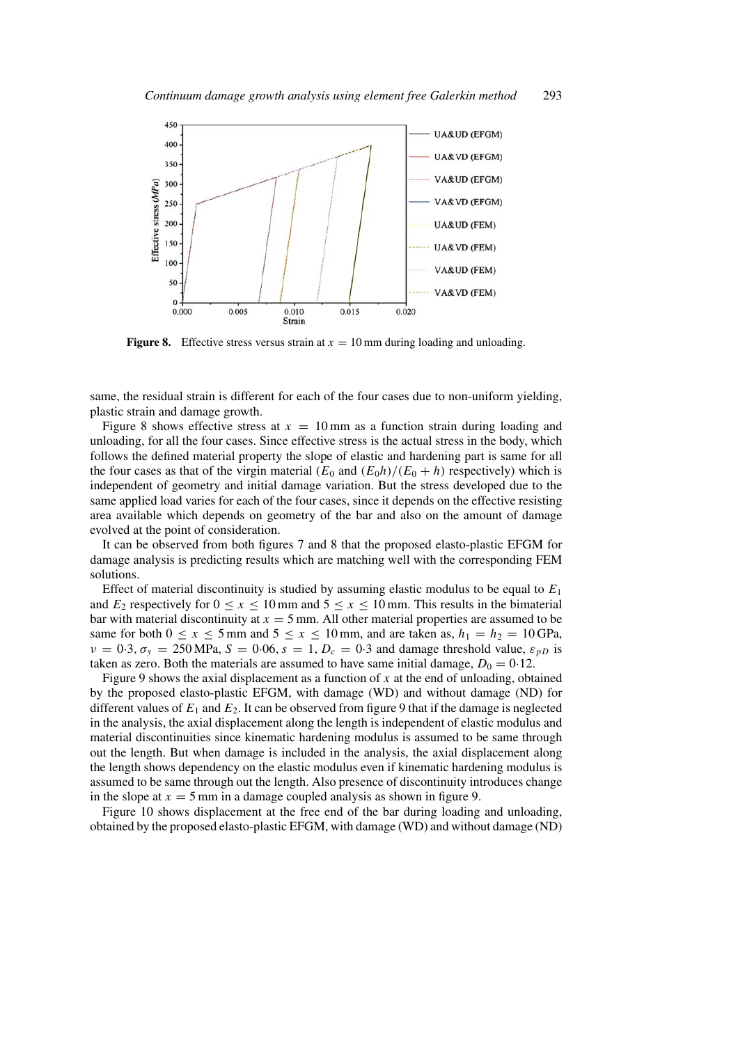**Figure 8.** Effective stress versus strain at $x = 10$ mm during loading and unloading.

same, the residual strain is different for each of the four cases due to non-uniform yielding, plastic strain and damage growth.

Figure 8 shows effective stress at $x = 10$ mm as a function strain during loading and unloading, for all the four cases. Since effective stress is the actual stress in the body, which follows the defined material property the slope of elastic and hardening part is same for all the four cases as that of the virgin material ($E_0$ and $(E_0 h)/(E_0 + h)$ respectively) which is independent of geometry and initial damage variation. But the stress developed due to the same applied load varies for each of the four cases, since it depends on the effective resisting area available which depends on geometry of the bar and also on the amount of damage evolved at the point of consideration.

It can be observed from both figures 7 and 8 that the proposed elasto-plastic EFGM for damage analysis is predicting results which are matching well with the corresponding FEM solutions.

Effect of material discontinuity is studied by assuming elastic modulus to be equal to $E_1$ and $E_2$ respectively for $0 \leq x \leq 10$ mm and $5 \leq x \leq 10$ mm. This results in the bimaterial bar with material discontinuity at $x = 5$ mm. All other material properties are assumed to be same for both $0 \leq x \leq 5$ mm and $5 \leq x \leq 10$ mm, and are taken as, $h_1 = h_2 = 10$ GPa, $\nu = 0{\cdot}3$, $\sigma_y = 250$ MPa, $S = 0{\cdot}06$, $s = 1$, $D_c = 0{\cdot}3$ and damage threshold value, $\varepsilon_{pD}$ is taken as zero. Both the materials are assumed to have same initial damage, $D_0 = 0{\cdot}12$.

Figure 9 shows the axial displacement as a function of $x$ at the end of unloading, obtained by the proposed elasto-plastic EFGM, with damage (WD) and without damage (ND) for different values of $E_1$ and $E_2$. It can be observed from figure 9 that if the damage is neglected in the analysis, the axial displacement along the length is independent of elastic modulus and material discontinuities since kinematic hardening modulus is assumed to be same through out the length. But when damage is included in the analysis, the axial displacement along the length shows dependency on the elastic modulus even if kinematic hardening modulus is assumed to be same through out the length. Also presence of discontinuity introduces change in the slope at $x = 5$ mm in a damage coupled analysis as shown in figure 9.

Figure 10 shows displacement at the free end of the bar during loading and unloading, obtained by the proposed elasto-plastic EFGM, with damage (WD) and without damage (ND)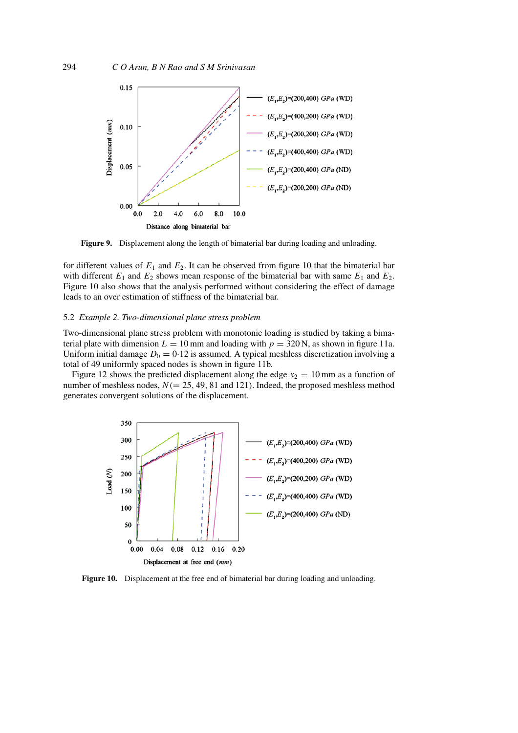**Figure 9.** Displacement along the length of bimaterial bar during loading and unloading.

for different values of $E_1$ and $E_2$. It can be observed from figure 10 that the bimaterial bar with different $E_1$ and $E_2$ shows mean response of the bimaterial bar with same $E_1$ and $E_2$. Figure 10 also shows that the analysis performed without considering the effect of damage leads to an over estimation of stiffness of the bimaterial bar.

### 5.2 *Example 2. Two-dimensional plane stress problem*

Two-dimensional plane stress problem with monotonic loading is studied by taking a bimaterial plate with dimension $L = 10$ mm and loading with $p = 320$ N, as shown in figure 11a. Uniform initial damage $D_0 = 0{\cdot}12$ is assumed. A typical meshless discretization involving a total of 49 uniformly spaced nodes is shown in figure 11b.

Figure 12 shows the predicted displacement along the edge $x_2 = 10$ mm as a function of number of meshless nodes, $N(= 25, 49, 81$ and $121)$. Indeed, the proposed meshless method generates convergent solutions of the displacement.

**Figure 10.** Displacement at the free end of bimaterial bar during loading and unloading.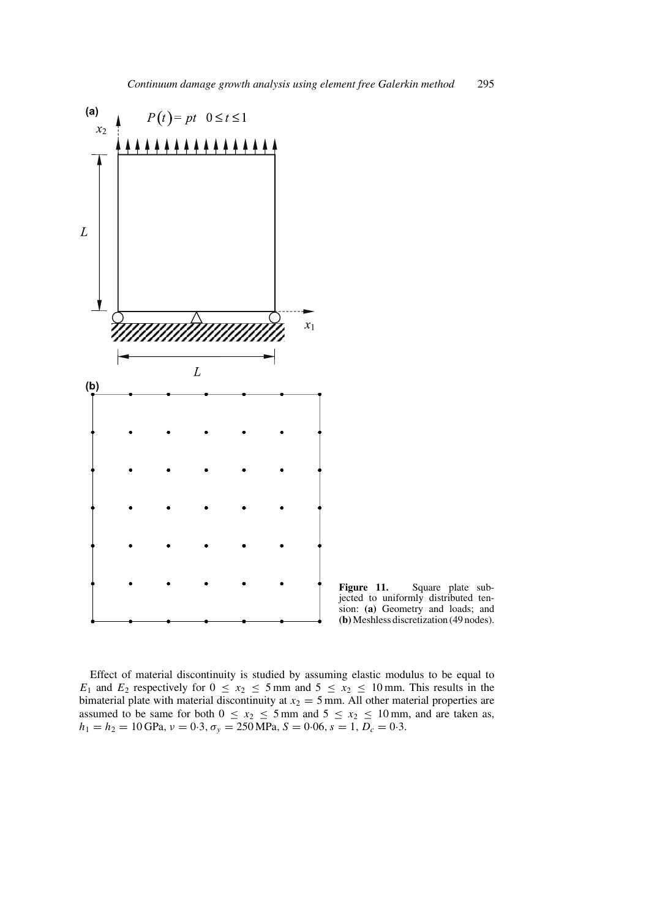**Figure 11.** Square plate subjected to uniformly distributed tension: **(a)** Geometry and loads; and **(b)** Meshless discretization (49 nodes).

Effect of material discontinuity is studied by assuming elastic modulus to be equal to $E_1$ and $E_2$ respectively for $0 \le x_2 \le 5$ mm and $5 \le x_2 \le 10$ mm. This results in the bimaterial plate with material discontinuity at $x_2 = 5$ mm. All other material properties are assumed to be same for both $0 \le x_2 \le 5$ mm and $5 \le x_2 \le 10$ mm, and are taken as, $h_1 = h_2 = 10$ GPa, $\nu = 0{\cdot}3$, $\sigma_y = 250$ MPa, $S = 0{\cdot}06$, $s = 1$, $D_c = 0{\cdot}3$.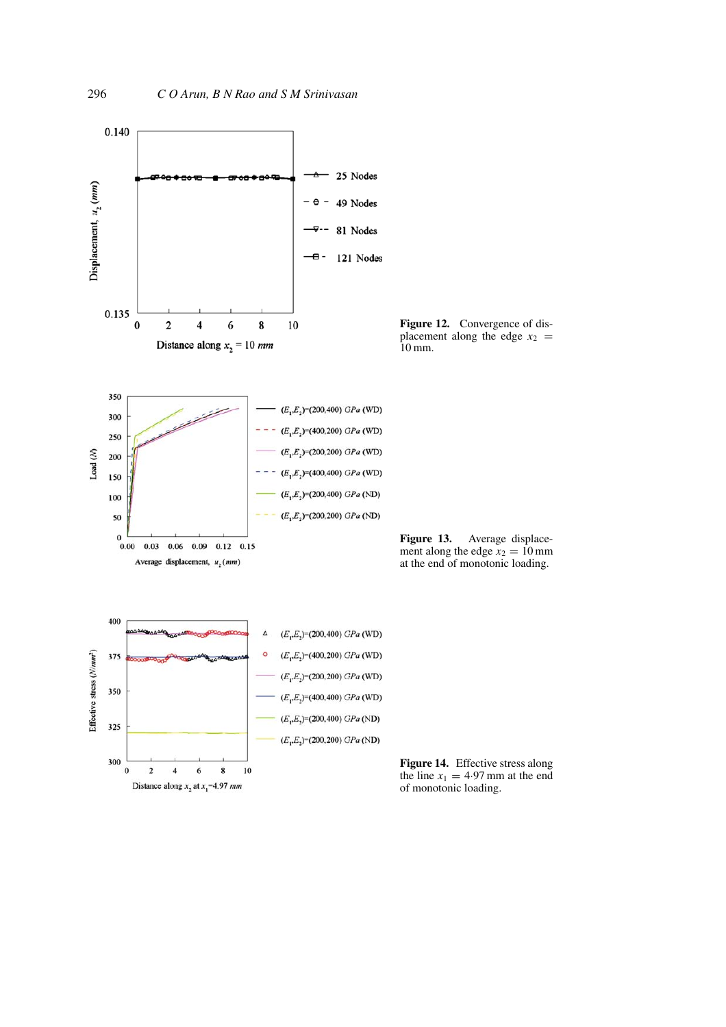**Figure 12.** Convergence of displacement along the edge $x_2 = 10$ mm.

**Figure 13.** Average displacement along the edge $x_2 = 10$ mm at the end of monotonic loading.

**Figure 14.** Effective stress along the line $x_1 = 4{\cdot}97$ mm at the end of monotonic loading.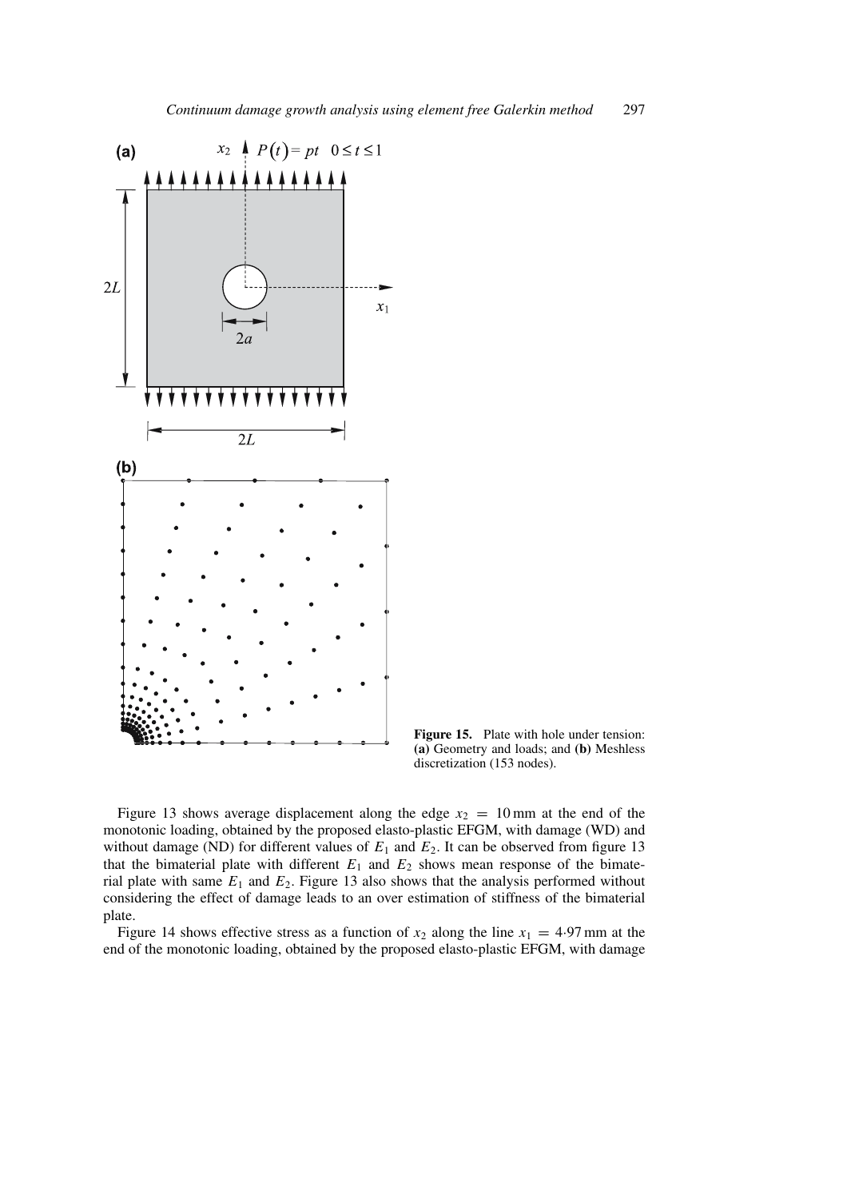**Figure 15.** Plate with hole under tension: **(a)** Geometry and loads; and **(b)** Meshless discretization (153 nodes).

Figure 13 shows average displacement along the edge $x_2 = 10$ mm at the end of the monotonic loading, obtained by the proposed elasto-plastic EFGM, with damage (WD) and without damage (ND) for different values of $E_1$ and $E_2$. It can be observed from figure 13 that the bimaterial plate with different $E_1$ and $E_2$ shows mean response of the bimaterial plate with same $E_1$ and $E_2$. Figure 13 also shows that the analysis performed without considering the effect of damage leads to an over estimation of stiffness of the bimaterial plate.

Figure 14 shows effective stress as a function of $x_2$ along the line $x_1 = 4{\cdot}97$ mm at the end of the monotonic loading, obtained by the proposed elasto-plastic EFGM, with damage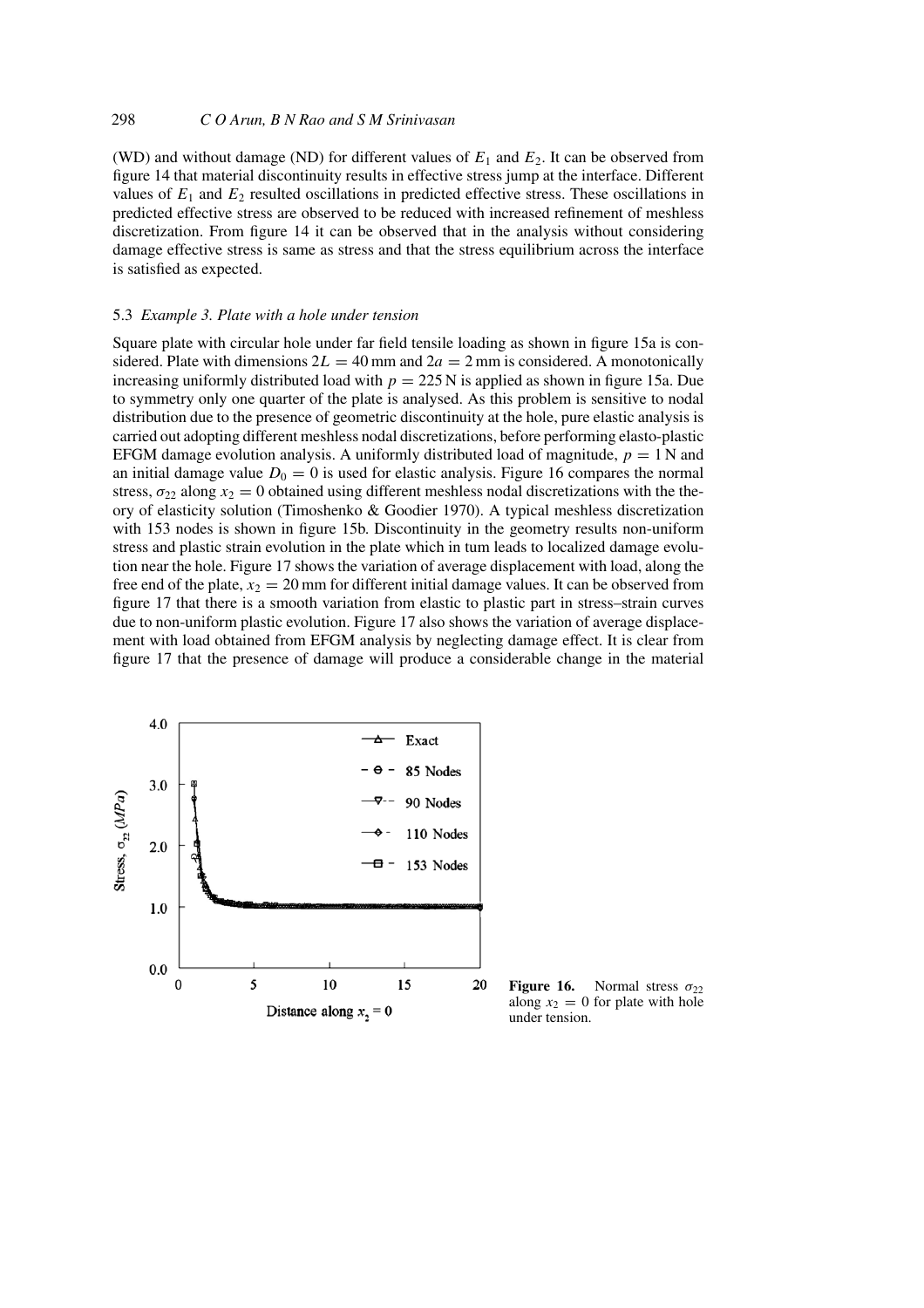(WD) and without damage (ND) for different values of $E_1$ and $E_2$. It can be observed from figure 14 that material discontinuity results in effective stress jump at the interface. Different values of $E_1$ and $E_2$ resulted oscillations in predicted effective stress. These oscillations in predicted effective stress are observed to be reduced with increased refinement of meshless discretization. From figure 14 it can be observed that in the analysis without considering damage effective stress is same as stress and that the stress equilibrium across the interface is satisfied as expected.

### 5.3 *Example 3. Plate with a hole under tension*

Square plate with circular hole under far field tensile loading as shown in figure 15a is considered. Plate with dimensions $2L = 40$ mm and $2a = 2$ mm is considered. A monotonically increasing uniformly distributed load with $p = 225$ N is applied as shown in figure 15a. Due to symmetry only one quarter of the plate is analysed. As this problem is sensitive to nodal distribution due to the presence of geometric discontinuity at the hole, pure elastic analysis is carried out adopting different meshless nodal discretizations, before performing elasto-plastic EFGM damage evolution analysis. A uniformly distributed load of magnitude, $p = 1$ N and an initial damage value $D_0 = 0$ is used for elastic analysis. Figure 16 compares the normal stress, $\sigma_{22}$ along $x_2 = 0$ obtained using different meshless nodal discretizations with the theory of elasticity solution (Timoshenko & Goodier 1970). A typical meshless discretization with 153 nodes is shown in figure 15b. Discontinuity in the geometry results non-uniform stress and plastic strain evolution in the plate which in tum leads to localized damage evolution near the hole. Figure 17 shows the variation of average displacement with load, along the free end of the plate, $x_2 = 20$ mm for different initial damage values. It can be observed from figure 17 that there is a smooth variation from elastic to plastic part in stress–strain curves due to non-uniform plastic evolution. Figure 17 also shows the variation of average displacement with load obtained from EFGM analysis by neglecting damage effect. It is clear from figure 17 that the presence of damage will produce a considerable change in the material

**Figure 16.** Normal stress $\sigma_{22}$ along $x_2 = 0$ for plate with hole under tension.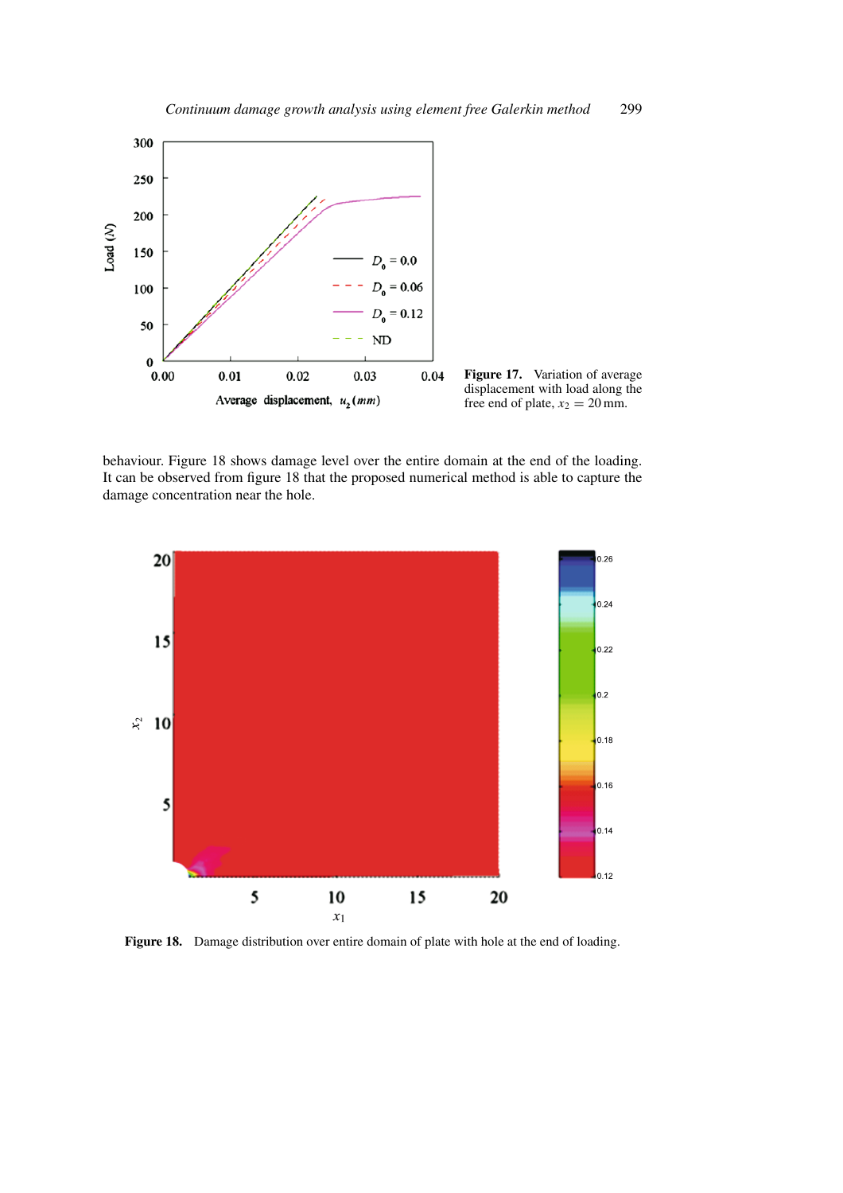**Figure 17.** Variation of average displacement with load along the free end of plate, $x_2 = 20$ mm.

behaviour. Figure 18 shows damage level over the entire domain at the end of the loading. It can be observed from figure 18 that the proposed numerical method is able to capture the damage concentration near the hole.

**Figure 18.** Damage distribution over entire domain of plate with hole at the end of loading.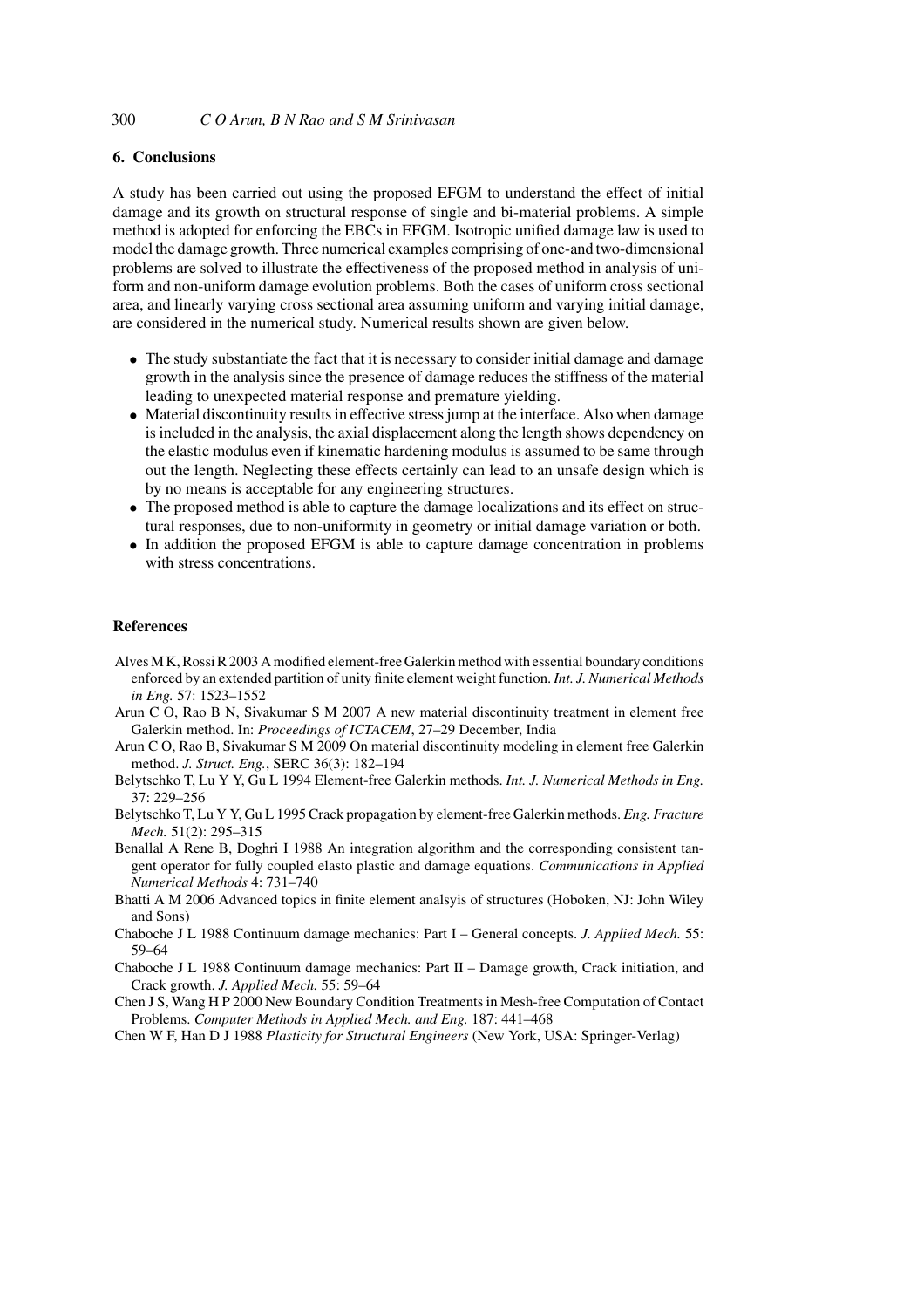## 6. Conclusions

A study has been carried out using the proposed EFGM to understand the effect of initial damage and its growth on structural response of single and bi-material problems. A simple method is adopted for enforcing the EBCs in EFGM. Isotropic unified damage law is used to model the damage growth. Three numerical examples comprising of one-and two-dimensional problems are solved to illustrate the effectiveness of the proposed method in analysis of uniform and non-uniform damage evolution problems. Both the cases of uniform cross sectional area, and linearly varying cross sectional area assuming uniform and varying initial damage, are considered in the numerical study. Numerical results shown are given below.

- The study substantiate the fact that it is necessary to consider initial damage and damage growth in the analysis since the presence of damage reduces the stiffness of the material leading to unexpected material response and premature yielding.
- Material discontinuity results in effective stress jump at the interface. Also when damage is included in the analysis, the axial displacement along the length shows dependency on the elastic modulus even if kinematic hardening modulus is assumed to be same through out the length. Neglecting these effects certainly can lead to an unsafe design which is by no means is acceptable for any engineering structures.
- The proposed method is able to capture the damage localizations and its effect on structural responses, due to non-uniformity in geometry or initial damage variation or both.
- In addition the proposed EFGM is able to capture damage concentration in problems with stress concentrations.

## References

Alves M K, Rossi R 2003 A modified element-free Galerkin method with essential boundary conditions enforced by an extended partition of unity finite element weight function. *Int. J. Numerical Methods in Eng.* 57: 1523–1552

Arun C O, Rao B N, Sivakumar S M 2007 A new material discontinuity treatment in element free Galerkin method. In: *Proceedings of ICTACEM*, 27–29 December, India

Arun C O, Rao B, Sivakumar S M 2009 On material discontinuity modeling in element free Galerkin method. *J. Struct. Eng.*, SERC 36(3): 182–194

Belytschko T, Lu Y Y, Gu L 1994 Element-free Galerkin methods. *Int. J. Numerical Methods in Eng.* 37: 229–256

Belytschko T, Lu Y Y, Gu L 1995 Crack propagation by element-free Galerkin methods. *Eng. Fracture Mech.* 51(2): 295–315

Benallal A Rene B, Doghri I 1988 An integration algorithm and the corresponding consistent tangent operator for fully coupled elasto plastic and damage equations. *Communications in Applied Numerical Methods* 4: 731–740

Bhatti A M 2006 Advanced topics in finite element analsyis of structures (Hoboken, NJ: John Wiley and Sons)

Chaboche J L 1988 Continuum damage mechanics: Part I – General concepts. *J. Applied Mech.* 55: 59–64

Chaboche J L 1988 Continuum damage mechanics: Part II – Damage growth, Crack initiation, and Crack growth. *J. Applied Mech.* 55: 59–64

Chen J S, Wang H P 2000 New Boundary Condition Treatments in Mesh-free Computation of Contact Problems. *Computer Methods in Applied Mech. and Eng.* 187: 441–468

Chen W F, Han D J 1988 *Plasticity for Structural Engineers* (New York, USA: Springer-Verlag)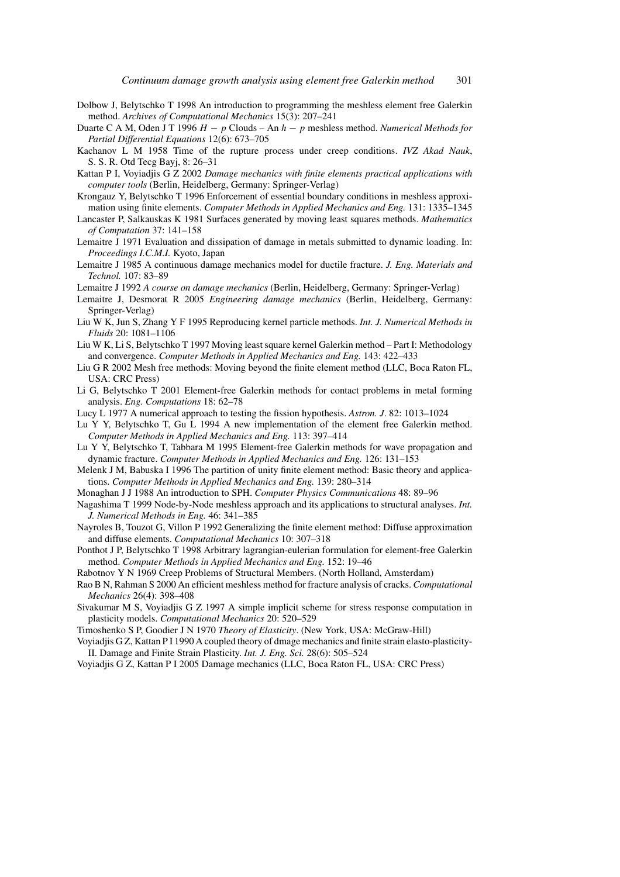Dolbow J, Belytschko T 1998 An introduction to programming the meshless element free Galerkin method. *Archives of Computational Mechanics* 15(3): 207–241

Duarte C A M, Oden J T 1996 $H - p$ Clouds – An $h - p$ meshless method. *Numerical Methods for Partial Differential Equations* 12(6): 673–705

Kachanov L M 1958 Time of the rupture process under creep conditions. *IVZ Akad Nauk*, S. S. R. Otd Tecg Bayj, 8: 26–31

Kattan P I, Voyiadjis G Z 2002 *Damage mechanics with finite elements practical applications with computer tools* (Berlin, Heidelberg, Germany: Springer-Verlag)

Krongauz Y, Belytschko T 1996 Enforcement of essential boundary conditions in meshless approximation using finite elements. *Computer Methods in Applied Mechanics and Eng.* 131: 1335–1345

Lancaster P, Salkauskas K 1981 Surfaces generated by moving least squares methods. *Mathematics of Computation* 37: 141–158

Lemaitre J 1971 Evaluation and dissipation of damage in metals submitted to dynamic loading. In: *Proceedings I.C.M.I.* Kyoto, Japan

Lemaitre J 1985 A continuous damage mechanics model for ductile fracture. *J. Eng. Materials and Technol.* 107: 83–89

Lemaitre J 1992 *A course on damage mechanics* (Berlin, Heidelberg, Germany: Springer-Verlag)

Lemaitre J, Desmorat R 2005 *Engineering damage mechanics* (Berlin, Heidelberg, Germany: Springer-Verlag)

Liu W K, Jun S, Zhang Y F 1995 Reproducing kernel particle methods. *Int. J. Numerical Methods in Fluids* 20: 1081–1106

Liu W K, Li S, Belytschko T 1997 Moving least square kernel Galerkin method – Part I: Methodology and convergence. *Computer Methods in Applied Mechanics and Eng.* 143: 422–433

Liu G R 2002 Mesh free methods: Moving beyond the finite element method (LLC, Boca Raton FL, USA: CRC Press)

Li G, Belytschko T 2001 Element-free Galerkin methods for contact problems in metal forming analysis. *Eng. Computations* 18: 62–78

Lucy L 1977 A numerical approach to testing the fission hypothesis. *Astron. J*. 82: 1013–1024

Lu Y Y, Belytschko T, Gu L 1994 A new implementation of the element free Galerkin method. *Computer Methods in Applied Mechanics and Eng.* 113: 397–414

Lu Y Y, Belytschko T, Tabbara M 1995 Element-free Galerkin methods for wave propagation and dynamic fracture. *Computer Methods in Applied Mechanics and Eng.* 126: 131–153

Melenk J M, Babuska I 1996 The partition of unity finite element method: Basic theory and applications. *Computer Methods in Applied Mechanics and Eng.* 139: 280–314

Monaghan J J 1988 An introduction to SPH. *Computer Physics Communications* 48: 89–96

Nagashima T 1999 Node-by-Node meshless approach and its applications to structural analyses. *Int. J. Numerical Methods in Eng.* 46: 341–385

Nayroles B, Touzot G, Villon P 1992 Generalizing the finite element method: Diffuse approximation and diffuse elements. *Computational Mechanics* 10: 307–318

Ponthot J P, Belytschko T 1998 Arbitrary lagrangian-eulerian formulation for element-free Galerkin method. *Computer Methods in Applied Mechanics and Eng.* 152: 19–46

Rabotnov Y N 1969 Creep Problems of Structural Members. (North Holland, Amsterdam)

Rao B N, Rahman S 2000 An efficient meshless method for fracture analysis of cracks. *Computational Mechanics* 26(4): 398–408

Sivakumar M S, Voyiadjis G Z 1997 A simple implicit scheme for stress response computation in plasticity models. *Computational Mechanics* 20: 520–529

Timoshenko S P, Goodier J N 1970 *Theory of Elasticity*. (New York, USA: McGraw-Hill)

Voyiadjis G Z, Kattan P I 1990 A coupled theory of dmage mechanics and finite strain elasto-plasticity-II. Damage and Finite Strain Plasticity. *Int. J. Eng. Sci.* 28(6): 505–524

Voyiadjis G Z, Kattan P I 2005 Damage mechanics (LLC, Boca Raton FL, USA: CRC Press)